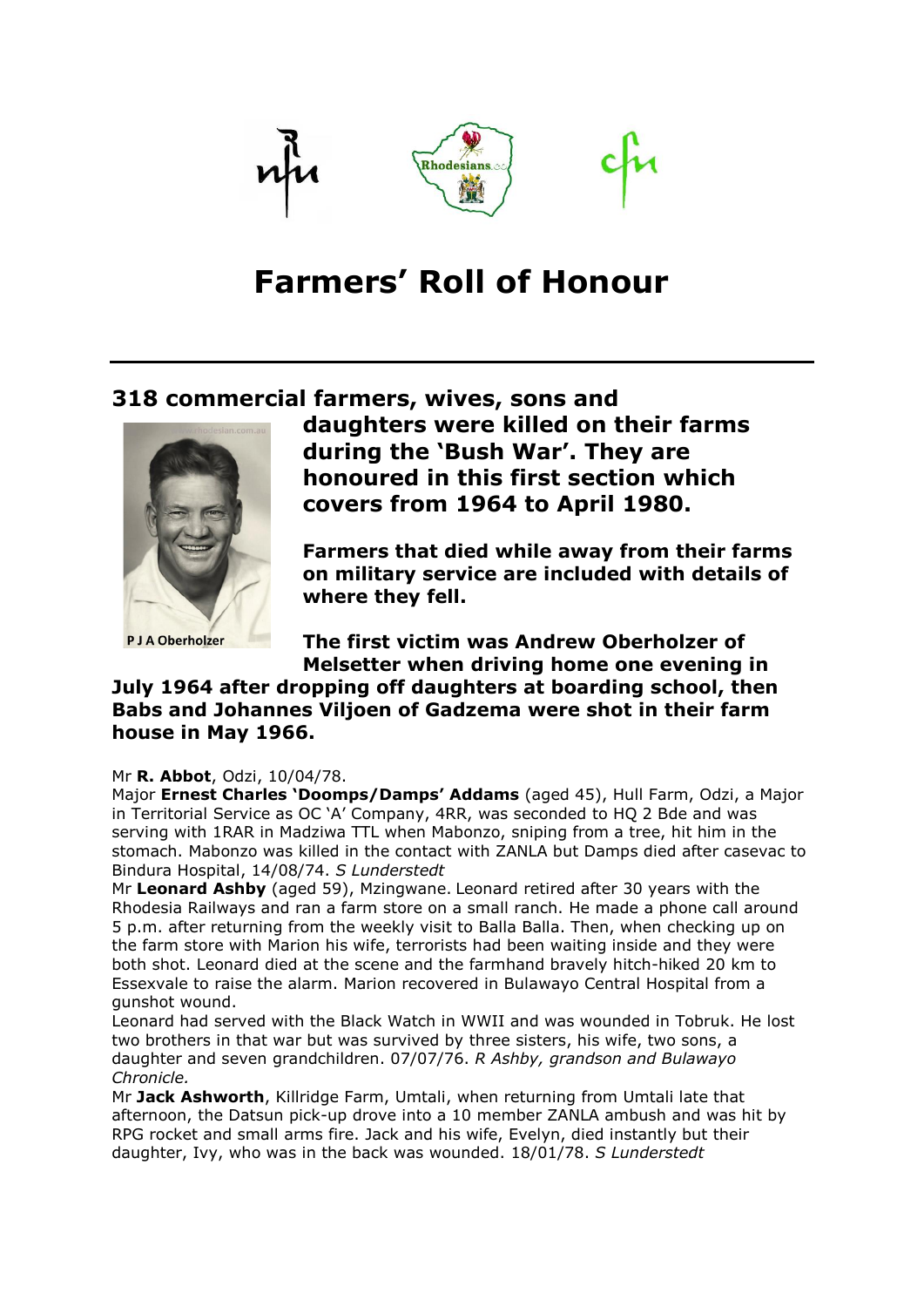# Farmers' Roll of Honour

## 318 commercial farmers, wives, sons and daughters were killed on their farms during the 'Bush War'. They are honoured in this first section which covers from 1964 to April 1980.

**Farmers that died while away from their farms on military service are included with details of where they fell.**

P J A Oberholzer

**The first victim was Andrew Oberholzer of Melsetter when driving home one evening in July 1964 after dropping off daughters at boarding school, then Babs and Johannes Viljoen of Gadzema were shot in their farm house in May 1966.**

Mr **R. Abbot**, Odzi, 10/04/78.

Major **Ernest Charles 'Doomps/Damps' Addams** (aged 45), Hull Farm, Odzi, a Major in Territorial Service as OC 'A' Company, 4RR, was seconded to HQ 2 Bde and was serving with 1RAR in Madziwa TTL when Mabonzo, sniping from a tree, hit him in the stomach. Mabonzo was killed in the contact with ZANLA but Damps died after casevac to Bindura Hospital, 14/08/74. *S Lunderstedt*

Mr **Leonard Ashby** (aged 59), Mzingwane. Leonard retired after 30 years with the Rhodesia Railways and ran a farm store on a small ranch. He made a phone call around 5 p.m. after returning from the weekly visit to Balla Balla. Then, when checking up on the farm store with Marion his wife, terrorists had been waiting inside and they were both shot. Leonard died at the scene and the farmhand bravely hitch-hiked 20 km to Essexvale to raise the alarm. Marion recovered in Bulawayo Central Hospital from a gunshot wound.

Leonard had served with the Black Watch in WWII and was wounded in Tobruk. He lost two brothers in that war but was survived by three sisters, his wife, two sons, a daughter and seven grandchildren. 07/07/76. *R Ashby, grandson and Bulawayo Chronicle.*

Mr **Jack Ashworth**, Killridge Farm, Umtali, when returning from Umtali late that afternoon, the Datsun pick-up drove into a 10 member ZANLA ambush and was hit by RPG rocket and small arms fire. Jack and his wife, Evelyn, died instantly but their daughter, Ivy, who was in the back was wounded. 18/01/78. *S Lunderstedt*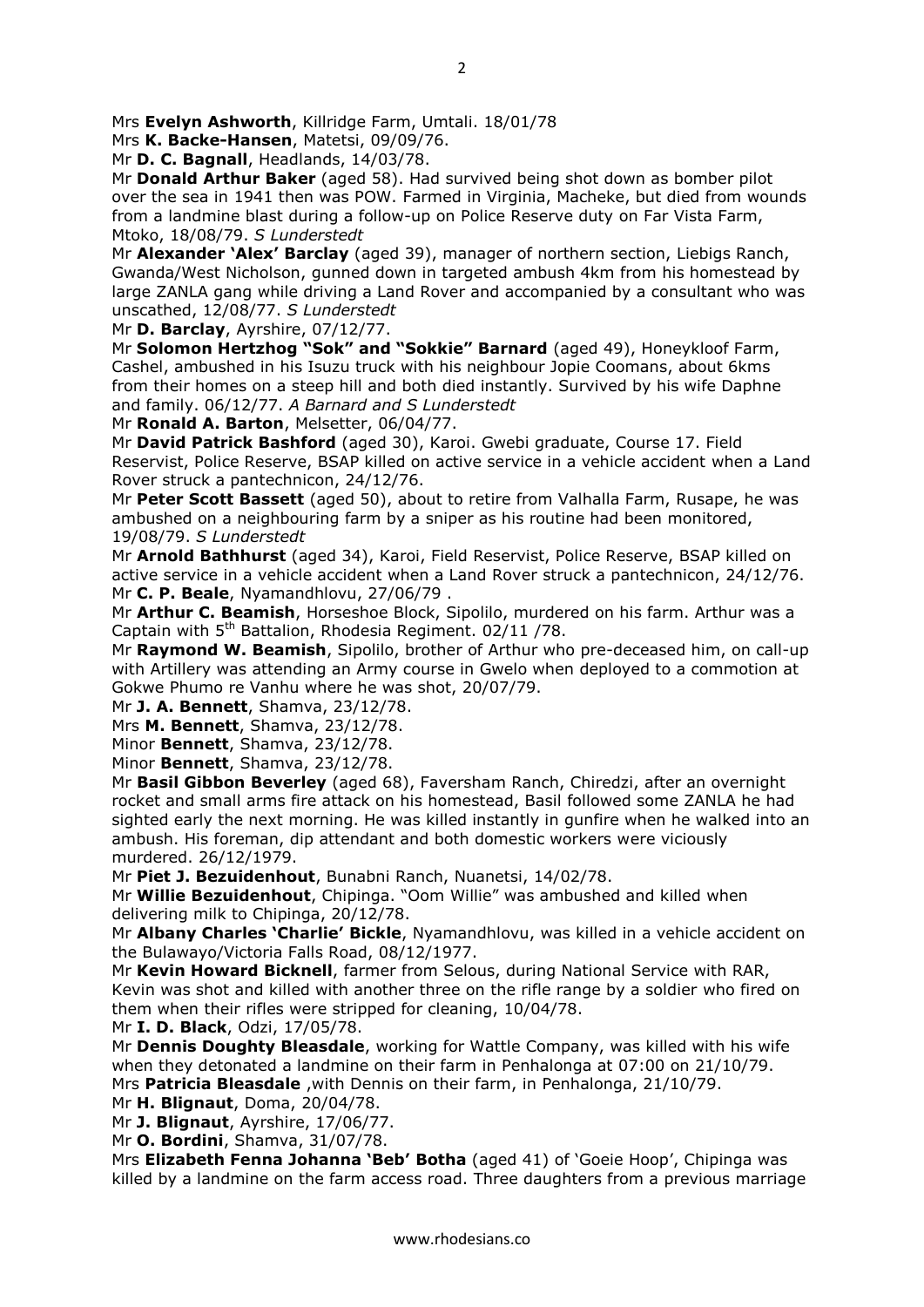Mrs **Evelyn Ashworth**, Killridge Farm, Umtali. 18/01/78

Mrs **K. Backe-Hansen**, Matetsi, 09/09/76.

Mr **D. C. Bagnall**, Headlands, 14/03/78.

Mr **Donald Arthur Baker** (aged 58). Had survived being shot down as bomber pilot over the sea in 1941 then was POW. Farmed in Virginia, Macheke, but died from wounds from a landmine blast during a follow-up on Police Reserve duty on Far Vista Farm, Mtoko, 18/08/79. *S Lunderstedt*

Mr **Alexander 'Alex' Barclay** (aged 39), manager of northern section, Liebigs Ranch, Gwanda/West Nicholson, gunned down in targeted ambush 4km from his homestead by large ZANLA gang while driving a Land Rover and accompanied by a consultant who was unscathed, 12/08/77. *S Lunderstedt*

Mr **D. Barclay**, Ayrshire, 07/12/77.

Mr **Solomon Hertzhog "Sok" and "Sokkie" Barnard** (aged 49), Honeykloof Farm, Cashel, ambushed in his Isuzu truck with his neighbour Jopie Coomans, about 6kms from their homes on a steep hill and both died instantly. Survived by his wife Daphne and family. 06/12/77. *A Barnard and S Lunderstedt*

Mr **Ronald A. Barton**, Melsetter, 06/04/77.

Mr **David Patrick Bashford** (aged 30), Karoi. Gwebi graduate, Course 17. Field Reservist, Police Reserve, BSAP killed on active service in a vehicle accident when a Land Rover struck a pantechnicon, 24/12/76.

Mr **Peter Scott Bassett** (aged 50), about to retire from Valhalla Farm, Rusape, he was ambushed on a neighbouring farm by a sniper as his routine had been monitored, 19/08/79. *S Lunderstedt*

Mr **Arnold Bathhurst** (aged 34), Karoi, Field Reservist, Police Reserve, BSAP killed on active service in a vehicle accident when a Land Rover struck a pantechnicon, 24/12/76.

Mr **C. P. Beale**, Nyamandhlovu, 27/06/79 .

Mr **Arthur C. Beamish**, Horseshoe Block, Sipolilo, murdered on his farm. Arthur was a Captain with 5th Battalion, Rhodesia Regiment. 02/11 /78.

Mr **Raymond W. Beamish**, Sipolilo, brother of Arthur who pre-deceased him, on call-up with Artillery was attending an Army course in Gwelo when deployed to a commotion at Gokwe Phumo re Vanhu where he was shot, 20/07/79.

Mr **J. A. Bennett**, Shamva, 23/12/78.

Mrs **M. Bennett**, Shamva, 23/12/78.

Minor **Bennett**, Shamva, 23/12/78.

Minor **Bennett**, Shamva, 23/12/78.

Mr **Basil Gibbon Beverley** (aged 68), Faversham Ranch, Chiredzi, after an overnight rocket and small arms fire attack on his homestead, Basil followed some ZANLA he had sighted early the next morning. He was killed instantly in gunfire when he walked into an ambush. His foreman, dip attendant and both domestic workers were viciously murdered. 26/12/1979.

Mr **Piet J. Bezuidenhout**, Bunabni Ranch, Nuanetsi, 14/02/78.

Mr **Willie Bezuidenhout**, Chipinga. "Oom Willie" was ambushed and killed when delivering milk to Chipinga, 20/12/78.

Mr **Albany Charles 'Charlie' Bickle**, Nyamandhlovu, was killed in a vehicle accident on the Bulawayo/Victoria Falls Road, 08/12/1977.

Mr **Kevin Howard Bicknell**, farmer from Selous, during National Service with RAR, Kevin was shot and killed with another three on the rifle range by a soldier who fired on them when their rifles were stripped for cleaning, 10/04/78.

Mr **I. D. Black**, Odzi, 17/05/78.

Mr **Dennis Doughty Bleasdale**, working for Wattle Company, was killed with his wife when they detonated a landmine on their farm in Penhalonga at 07:00 on 21/10/79.

Mrs **Patricia Bleasdale** ,with Dennis on their farm, in Penhalonga, 21/10/79.

Mr **H. Blignaut**, Doma, 20/04/78.

Mr **J. Blignaut**, Ayrshire, 17/06/77.

Mr **O. Bordini**, Shamva, 31/07/78.

Mrs **Elizabeth Fenna Johanna 'Beb' Botha** (aged 41) of 'Goeie Hoop', Chipinga was killed by a landmine on the farm access road. Three daughters from a previous marriage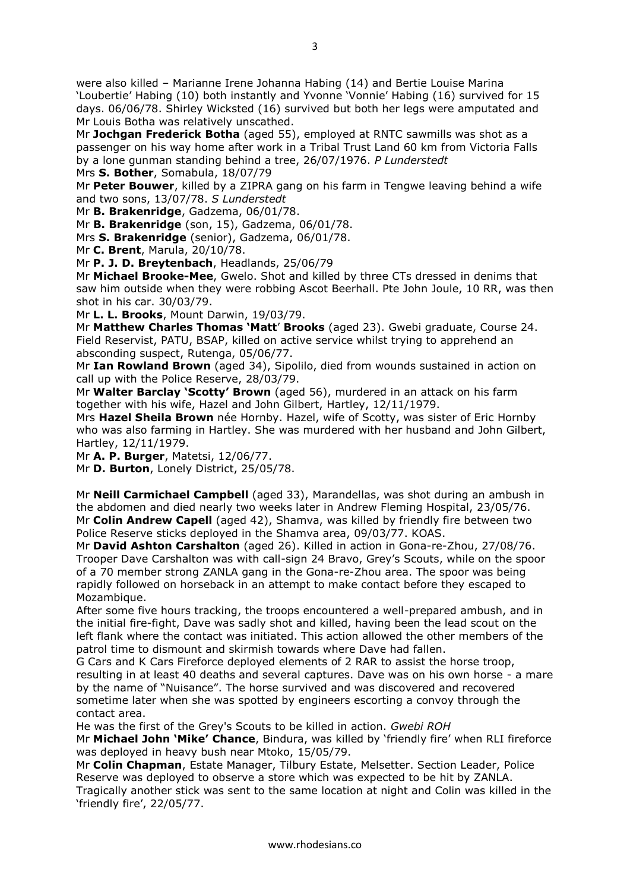were also killed – Marianne Irene Johanna Habing (14) and Bertie Louise Marina 'Loubertie' Habing (10) both instantly and Yvonne 'Vonnie' Habing (16) survived for 15 days. 06/06/78. Shirley Wicksted (16) survived but both her legs were amputated and Mr Louis Botha was relatively unscathed.

Mr **Jochgan Frederick Botha** (aged 55), employed at RNTC sawmills was shot as a passenger on his way home after work in a Tribal Trust Land 60 km from Victoria Falls by a lone gunman standing behind a tree, 26/07/1976. *P Lunderstedt*

Mrs **S. Bother**, Somabula, 18/07/79

Mr **Peter Bouwer**, killed by a ZIPRA gang on his farm in Tengwe leaving behind a wife and two sons, 13/07/78. *S Lunderstedt*

Mr **B. Brakenridge**, Gadzema, 06/01/78.

Mr **B. Brakenridge** (son, 15), Gadzema, 06/01/78.

Mrs **S. Brakenridge** (senior), Gadzema, 06/01/78.

Mr **C. Brent**, Marula, 20/10/78.

Mr **P. J. D. Breytenbach**, Headlands, 25/06/79

Mr **Michael Brooke-Mee**, Gwelo. Shot and killed by three CTs dressed in denims that saw him outside when they were robbing Ascot Beerhall. Pte John Joule, 10 RR, was then shot in his car. 30/03/79.

Mr **L. L. Brooks**, Mount Darwin, 19/03/79.

Mr **Matthew Charles Thomas 'Matt' Brooks** (aged 23). Gwebi graduate, Course 24. Field Reservist, PATU, BSAP, killed on active service whilst trying to apprehend an absconding suspect, Rutenga, 05/06/77.

Mr **Ian Rowland Brown** (aged 34), Sipolilo, died from wounds sustained in action on call up with the Police Reserve, 28/03/79.

Mr **Walter Barclay 'Scotty' Brown** (aged 56), murdered in an attack on his farm together with his wife, Hazel and John Gilbert, Hartley, 12/11/1979.

Mrs **Hazel Sheila Brown** née Hornby. Hazel, wife of Scotty, was sister of Eric Hornby who was also farming in Hartley. She was murdered with her husband and John Gilbert, Hartley, 12/11/1979.

Mr **A. P. Burger**, Matetsi, 12/06/77.

Mr **D. Burton**, Lonely District, 25/05/78.

Mr **Neill Carmichael Campbell** (aged 33), Marandellas, was shot during an ambush in the abdomen and died nearly two weeks later in Andrew Fleming Hospital, 23/05/76.

Mr **Colin Andrew Capell** (aged 42), Shamva, was killed by friendly fire between two Police Reserve sticks deployed in the Shamva area, 09/03/77. KOAS.

Mr **David Ashton Carshalton** (aged 26). Killed in action in Gona-re-Zhou, 27/08/76. Trooper Dave Carshalton was with call-sign 24 Bravo, Grey's Scouts, while on the spoor of a 70 member strong ZANLA gang in the Gona-re-Zhou area. The spoor was being rapidly followed on horseback in an attempt to make contact before they escaped to Mozambique.

After some five hours tracking, the troops encountered a well-prepared ambush, and in the initial fire-fight, Dave was sadly shot and killed, having been the lead scout on the left flank where the contact was initiated. This action allowed the other members of the patrol time to dismount and skirmish towards where Dave had fallen.

G Cars and K Cars Fireforce deployed elements of 2 RAR to assist the horse troop, resulting in at least 40 deaths and several captures. Dave was on his own horse - a mare by the name of "Nuisance". The horse survived and was discovered and recovered sometime later when she was spotted by engineers escorting a convoy through the contact area.

He was the first of the Grey's Scouts to be killed in action. *Gwebi ROH*

Mr **Michael John 'Mike' Chance**, Bindura, was killed by 'friendly fire' when RLI fireforce was deployed in heavy bush near Mtoko, 15/05/79.

Mr **Colin Chapman**, Estate Manager, Tilbury Estate, Melsetter. Section Leader, Police Reserve was deployed to observe a store which was expected to be hit by ZANLA. Tragically another stick was sent to the same location at night and Colin was killed in the 'friendly fire', 22/05/77.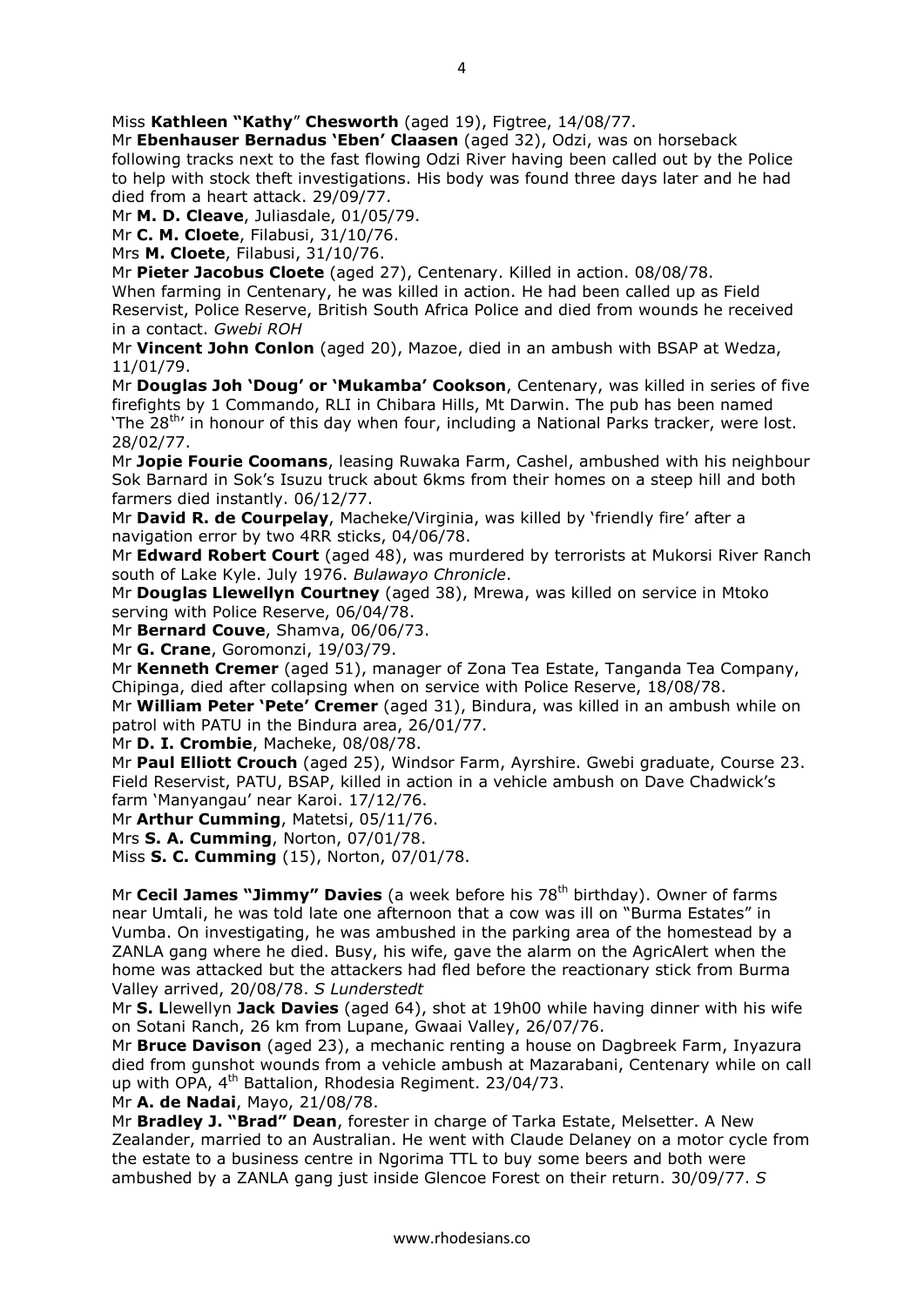Miss **Kathleen "Kathy" Chesworth** (aged 19), Figtree, 14/08/77.

Mr **Ebenhauser Bernadus 'Eben' Claasen** (aged 32), Odzi, was on horseback following tracks next to the fast flowing Odzi River having been called out by the Police to help with stock theft investigations. His body was found three days later and he had died from a heart attack. 29/09/77.

Mr **M. D. Cleave**, Juliasdale, 01/05/79.

Mr **C. M. Cloete**, Filabusi, 31/10/76.

Mrs **M. Cloete**, Filabusi, 31/10/76.

Mr **Pieter Jacobus Cloete** (aged 27), Centenary. Killed in action. 08/08/78.
When farming in Centenary, he was killed in action. He had been called up as Field Reservist, Police Reserve, British South Africa Police and died from wounds he received in a contact. *Gwebi ROH*

Mr **Vincent John Conlon** (aged 20), Mazoe, died in an ambush with BSAP at Wedza, 11/01/79.

Mr **Douglas Joh 'Doug' or 'Mukamba' Cookson**, Centenary, was killed in series of five firefights by 1 Commando, RLI in Chibara Hills, Mt Darwin. The pub has been named 'The 28th' in honour of this day when four, including a National Parks tracker, were lost. 28/02/77.

Mr **Jopie Fourie Coomans**, leasing Ruwaka Farm, Cashel, ambushed with his neighbour Sok Barnard in Sok's Isuzu truck about 6kms from their homes on a steep hill and both farmers died instantly. 06/12/77.

Mr **David R. de Courpelay**, Macheke/Virginia, was killed by 'friendly fire' after a navigation error by two 4RR sticks, 04/06/78.

Mr **Edward Robert Court** (aged 48), was murdered by terrorists at Mukorsi River Ranch south of Lake Kyle. July 1976. *Bulawayo Chronicle*.

Mr **Douglas Llewellyn Courtney** (aged 38), Mrewa, was killed on service in Mtoko serving with Police Reserve, 06/04/78.

Mr **Bernard Couve**, Shamva, 06/06/73.

Mr **G. Crane**, Goromonzi, 19/03/79.

Mr **Kenneth Cremer** (aged 51), manager of Zona Tea Estate, Tanganda Tea Company, Chipinga, died after collapsing when on service with Police Reserve, 18/08/78.

Mr **William Peter 'Pete' Cremer** (aged 31), Bindura, was killed in an ambush while on patrol with PATU in the Bindura area, 26/01/77.

Mr **D. I. Crombie**, Macheke, 08/08/78.

Mr **Paul Elliott Crouch** (aged 25), Windsor Farm, Ayrshire. Gwebi graduate, Course 23. Field Reservist, PATU, BSAP, killed in action in a vehicle ambush on Dave Chadwick's farm 'Manyangau' near Karoi. 17/12/76.

Mr **Arthur Cumming**, Matetsi, 05/11/76.

Mrs **S. A. Cumming**, Norton, 07/01/78.

Miss **S. C. Cumming** (15), Norton, 07/01/78.

Mr **Cecil James "Jimmy" Davies** (a week before his 78th birthday). Owner of farms near Umtali, he was told late one afternoon that a cow was ill on "Burma Estates" in Vumba. On investigating, he was ambushed in the parking area of the homestead by a ZANLA gang where he died. Busy, his wife, gave the alarm on the AgricAlert when the home was attacked but the attackers had fled before the reactionary stick from Burma Valley arrived, 20/08/78. *S Lunderstedt*

Mr **S. L**lewellyn **Jack Davies** (aged 64), shot at 19h00 while having dinner with his wife on Sotani Ranch, 26 km from Lupane, Gwaai Valley, 26/07/76.

Mr **Bruce Davison** (aged 23), a mechanic renting a house on Dagbreek Farm, Inyazura died from gunshot wounds from a vehicle ambush at Mazarabani, Centenary while on call up with OPA, 4th Battalion, Rhodesia Regiment. 23/04/73.

Mr **A. de Nadai**, Mayo, 21/08/78.

Mr **Bradley J. "Brad" Dean**, forester in charge of Tarka Estate, Melsetter. A New Zealander, married to an Australian. He went with Claude Delaney on a motor cycle from the estate to a business centre in Ngorima TTL to buy some beers and both were ambushed by a ZANLA gang just inside Glencoe Forest on their return. 30/09/77. *S*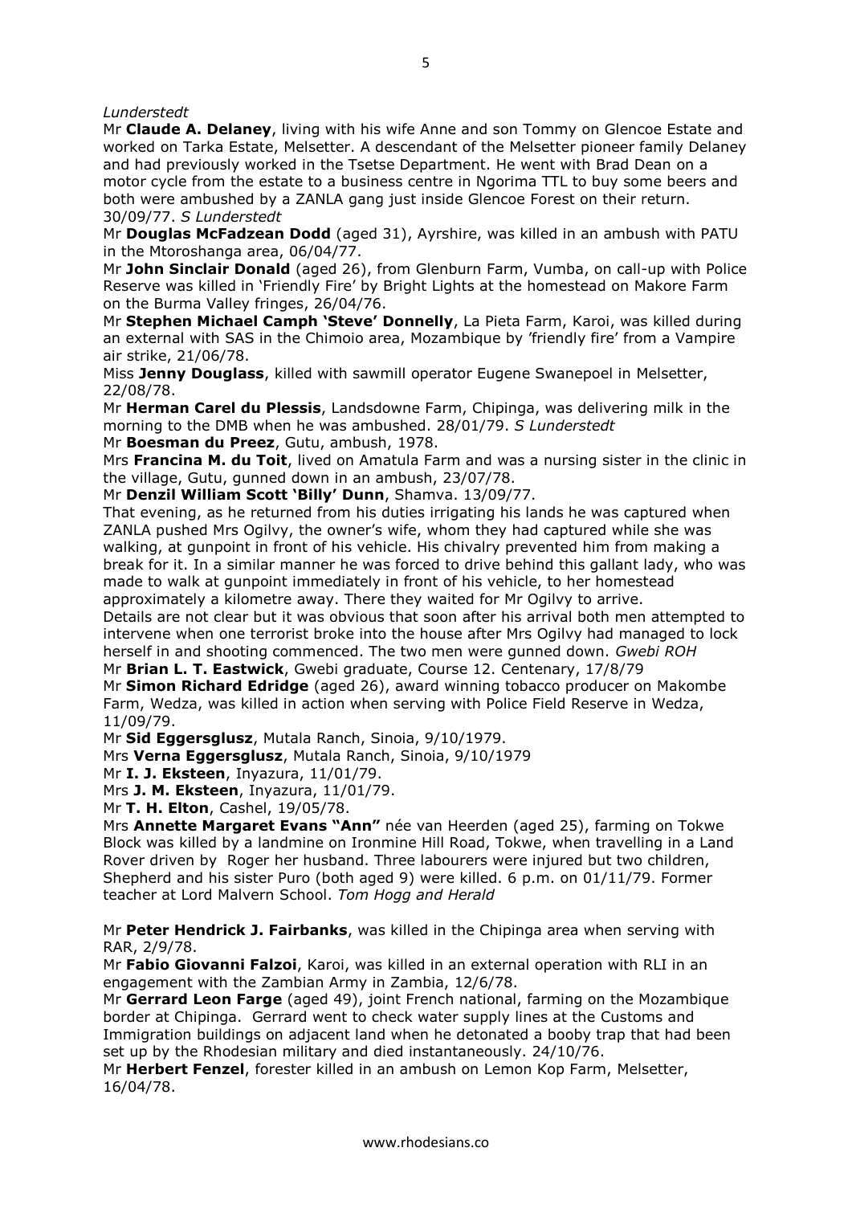*Lunderstedt*

Mr **Claude A. Delaney**, living with his wife Anne and son Tommy on Glencoe Estate and worked on Tarka Estate, Melsetter. A descendant of the Melsetter pioneer family Delaney and had previously worked in the Tsetse Department. He went with Brad Dean on a motor cycle from the estate to a business centre in Ngorima TTL to buy some beers and both were ambushed by a ZANLA gang just inside Glencoe Forest on their return. 30/09/77. *S Lunderstedt*

Mr **Douglas McFadzean Dodd** (aged 31), Ayrshire, was killed in an ambush with PATU in the Mtoroshanga area, 06/04/77.

Mr **John Sinclair Donald** (aged 26), from Glenburn Farm, Vumba, on call-up with Police Reserve was killed in 'Friendly Fire' by Bright Lights at the homestead on Makore Farm on the Burma Valley fringes, 26/04/76.

Mr **Stephen Michael Camph 'Steve' Donnelly**, La Pieta Farm, Karoi, was killed during an external with SAS in the Chimoio area, Mozambique by 'friendly fire' from a Vampire air strike, 21/06/78.

Miss **Jenny Douglass**, killed with sawmill operator Eugene Swanepoel in Melsetter, 22/08/78.

Mr **Herman Carel du Plessis**, Landsdowne Farm, Chipinga, was delivering milk in the morning to the DMB when he was ambushed. 28/01/79. *S Lunderstedt*

Mr **Boesman du Preez**, Gutu, ambush, 1978.

Mrs **Francina M. du Toit**, lived on Amatula Farm and was a nursing sister in the clinic in the village, Gutu, gunned down in an ambush, 23/07/78.

Mr **Denzil William Scott 'Billy' Dunn**, Shamva. 13/09/77.

That evening, as he returned from his duties irrigating his lands he was captured when ZANLA pushed Mrs Ogilvy, the owner's wife, whom they had captured while she was walking, at gunpoint in front of his vehicle. His chivalry prevented him from making a break for it. In a similar manner he was forced to drive behind this gallant lady, who was made to walk at gunpoint immediately in front of his vehicle, to her homestead approximately a kilometre away. There they waited for Mr Ogilvy to arrive.

Details are not clear but it was obvious that soon after his arrival both men attempted to intervene when one terrorist broke into the house after Mrs Ogilvy had managed to lock herself in and shooting commenced. The two men were gunned down. *Gwebi ROH*

Mr **Brian L. T. Eastwick**, Gwebi graduate, Course 12. Centenary, 17/8/79

Mr **Simon Richard Edridge** (aged 26), award winning tobacco producer on Makombe Farm, Wedza, was killed in action when serving with Police Field Reserve in Wedza, 11/09/79.

Mr **Sid Eggersglusz**, Mutala Ranch, Sinoia, 9/10/1979.

Mrs **Verna Eggersglusz**, Mutala Ranch, Sinoia, 9/10/1979

Mr **I. J. Eksteen**, Inyazura, 11/01/79.

Mrs **J. M. Eksteen**, Inyazura, 11/01/79.

Mr **T. H. Elton**, Cashel, 19/05/78.

Mrs **Annette Margaret Evans "Ann"** née van Heerden (aged 25), farming on Tokwe Block was killed by a landmine on Ironmine Hill Road, Tokwe, when travelling in a Land Rover driven by Roger her husband. Three labourers were injured but two children, Shepherd and his sister Puro (both aged 9) were killed. 6 p.m. on 01/11/79. Former teacher at Lord Malvern School. *Tom Hogg and Herald*

Mr **Peter Hendrick J. Fairbanks**, was killed in the Chipinga area when serving with RAR, 2/9/78.

Mr **Fabio Giovanni Falzoi**, Karoi, was killed in an external operation with RLI in an engagement with the Zambian Army in Zambia, 12/6/78.

Mr **Gerrard Leon Farge** (aged 49), joint French national, farming on the Mozambique border at Chipinga. Gerrard went to check water supply lines at the Customs and Immigration buildings on adjacent land when he detonated a booby trap that had been set up by the Rhodesian military and died instantaneously. 24/10/76.

Mr **Herbert Fenzel**, forester killed in an ambush on Lemon Kop Farm, Melsetter, 16/04/78.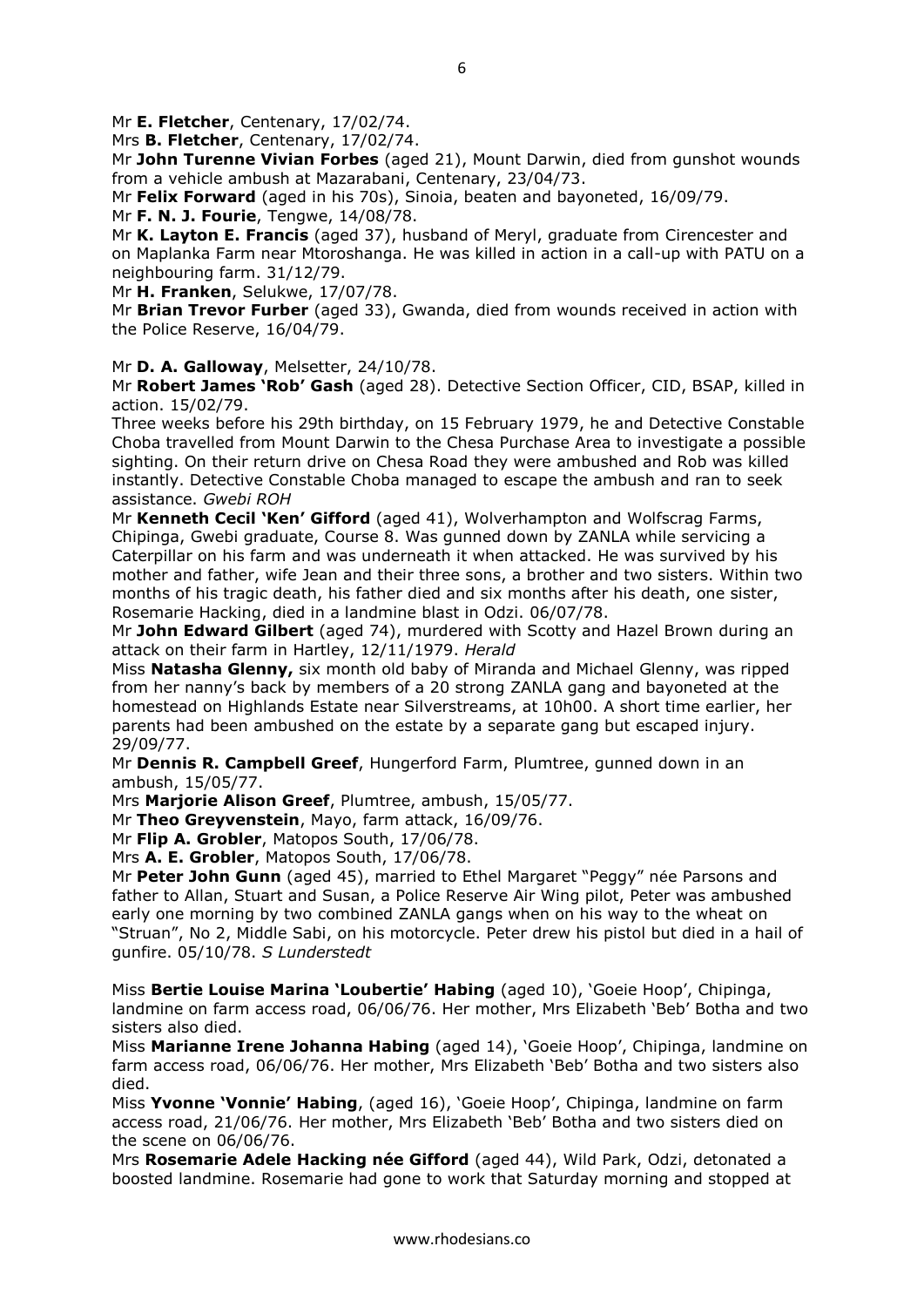Mr **E. Fletcher**, Centenary, 17/02/74.
Mrs **B. Fletcher**, Centenary, 17/02/74.
Mr **John Turenne Vivian Forbes** (aged 21), Mount Darwin, died from gunshot wounds from a vehicle ambush at Mazarabani, Centenary, 23/04/73.
Mr **Felix Forward** (aged in his 70s), Sinoia, beaten and bayoneted, 16/09/79.
Mr **F. N. J. Fourie**, Tengwe, 14/08/78.
Mr **K. Layton E. Francis** (aged 37), husband of Meryl, graduate from Cirencester and on Maplanka Farm near Mtoroshanga. He was killed in action in a call-up with PATU on a neighbouring farm. 31/12/79.
Mr **H. Franken**, Selukwe, 17/07/78.
Mr **Brian Trevor Furber** (aged 33), Gwanda, died from wounds received in action with the Police Reserve, 16/04/79.

Mr **D. A. Galloway**, Melsetter, 24/10/78.
Mr **Robert James 'Rob' Gash** (aged 28). Detective Section Officer, CID, BSAP, killed in action. 15/02/79.
Three weeks before his 29th birthday, on 15 February 1979, he and Detective Constable Choba travelled from Mount Darwin to the Chesa Purchase Area to investigate a possible sighting. On their return drive on Chesa Road they were ambushed and Rob was killed instantly. Detective Constable Choba managed to escape the ambush and ran to seek assistance. *Gwebi ROH*
Mr **Kenneth Cecil 'Ken' Gifford** (aged 41), Wolverhampton and Wolfscrag Farms, Chipinga, Gwebi graduate, Course 8. Was gunned down by ZANLA while servicing a Caterpillar on his farm and was underneath it when attacked. He was survived by his mother and father, wife Jean and their three sons, a brother and two sisters. Within two months of his tragic death, his father died and six months after his death, one sister, Rosemarie Hacking, died in a landmine blast in Odzi. 06/07/78.
Mr **John Edward Gilbert** (aged 74), murdered with Scotty and Hazel Brown during an attack on their farm in Hartley, 12/11/1979. *Herald*
Miss **Natasha Glenny,** six month old baby of Miranda and Michael Glenny, was ripped from her nanny's back by members of a 20 strong ZANLA gang and bayoneted at the homestead on Highlands Estate near Silverstreams, at 10h00. A short time earlier, her parents had been ambushed on the estate by a separate gang but escaped injury. 29/09/77.
Mr **Dennis R. Campbell Greef**, Hungerford Farm, Plumtree, gunned down in an ambush, 15/05/77.
Mrs **Marjorie Alison Greef**, Plumtree, ambush, 15/05/77.
Mr **Theo Greyvenstein**, Mayo, farm attack, 16/09/76.
Mr **Flip A. Grobler**, Matopos South, 17/06/78.
Mrs **A. E. Grobler**, Matopos South, 17/06/78.
Mr **Peter John Gunn** (aged 45), married to Ethel Margaret "Peggy" née Parsons and father to Allan, Stuart and Susan, a Police Reserve Air Wing pilot, Peter was ambushed early one morning by two combined ZANLA gangs when on his way to the wheat on "Struan", No 2, Middle Sabi, on his motorcycle. Peter drew his pistol but died in a hail of gunfire. 05/10/78. *S Lunderstedt*

Miss **Bertie Louise Marina 'Loubertie' Habing** (aged 10), 'Goeie Hoop', Chipinga, landmine on farm access road, 06/06/76. Her mother, Mrs Elizabeth 'Beb' Botha and two sisters also died.
Miss **Marianne Irene Johanna Habing** (aged 14), 'Goeie Hoop', Chipinga, landmine on farm access road, 06/06/76. Her mother, Mrs Elizabeth 'Beb' Botha and two sisters also died.
Miss **Yvonne 'Vonnie' Habing**, (aged 16), 'Goeie Hoop', Chipinga, landmine on farm access road, 21/06/76. Her mother, Mrs Elizabeth 'Beb' Botha and two sisters died on the scene on 06/06/76.
Mrs **Rosemarie Adele Hacking née Gifford** (aged 44), Wild Park, Odzi, detonated a boosted landmine. Rosemarie had gone to work that Saturday morning and stopped at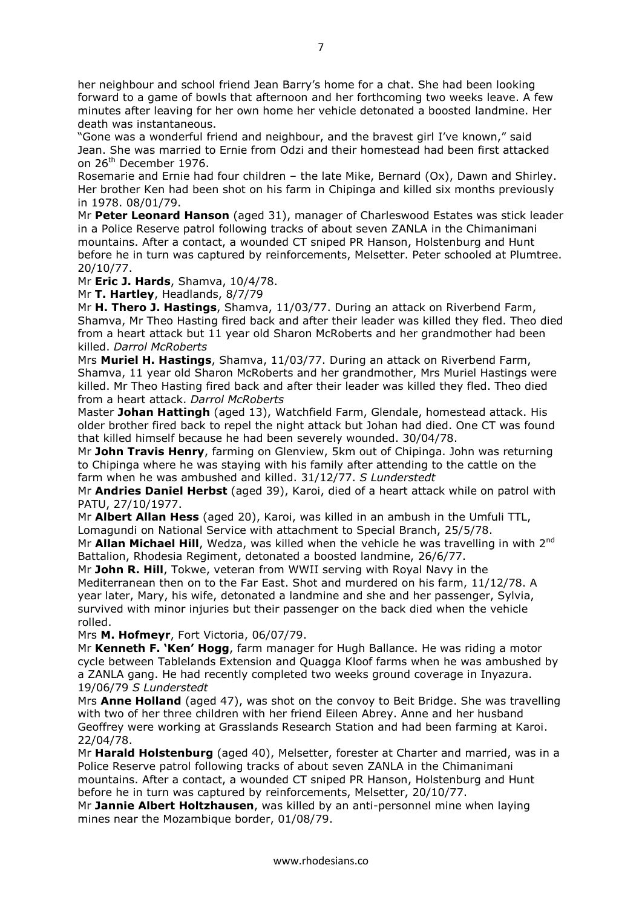her neighbour and school friend Jean Barry's home for a chat. She had been looking forward to a game of bowls that afternoon and her forthcoming two weeks leave. A few minutes after leaving for her own home her vehicle detonated a boosted landmine. Her death was instantaneous.

"Gone was a wonderful friend and neighbour, and the bravest girl I've known," said Jean. She was married to Ernie from Odzi and their homestead had been first attacked on 26th December 1976.

Rosemarie and Ernie had four children – the late Mike, Bernard (Ox), Dawn and Shirley. Her brother Ken had been shot on his farm in Chipinga and killed six months previously in 1978. 08/01/79.

Mr **Peter Leonard Hanson** (aged 31), manager of Charleswood Estates was stick leader in a Police Reserve patrol following tracks of about seven ZANLA in the Chimanimani mountains. After a contact, a wounded CT sniped PR Hanson, Holstenburg and Hunt before he in turn was captured by reinforcements, Melsetter. Peter schooled at Plumtree. 20/10/77.

Mr **Eric J. Hards**, Shamva, 10/4/78.

Mr **T. Hartley**, Headlands, 8/7/79

Mr **H. Thero J. Hastings**, Shamva, 11/03/77. During an attack on Riverbend Farm, Shamva, Mr Theo Hasting fired back and after their leader was killed they fled. Theo died from a heart attack but 11 year old Sharon McRoberts and her grandmother had been killed. *Darrol McRoberts*

Mrs **Muriel H. Hastings**, Shamva, 11/03/77. During an attack on Riverbend Farm, Shamva, 11 year old Sharon McRoberts and her grandmother, Mrs Muriel Hastings were killed. Mr Theo Hasting fired back and after their leader was killed they fled. Theo died from a heart attack. *Darrol McRoberts*

Master **Johan Hattingh** (aged 13), Watchfield Farm, Glendale, homestead attack. His older brother fired back to repel the night attack but Johan had died. One CT was found that killed himself because he had been severely wounded. 30/04/78.

Mr **John Travis Henry**, farming on Glenview, 5km out of Chipinga. John was returning to Chipinga where he was staying with his family after attending to the cattle on the farm when he was ambushed and killed. 31/12/77. *S Lunderstedt*

Mr **Andries Daniel Herbst** (aged 39), Karoi, died of a heart attack while on patrol with PATU, 27/10/1977.

Mr **Albert Allan Hess** (aged 20), Karoi, was killed in an ambush in the Umfuli TTL, Lomagundi on National Service with attachment to Special Branch, 25/5/78.

Mr **Allan Michael Hill**, Wedza, was killed when the vehicle he was travelling in with 2nd Battalion, Rhodesia Regiment, detonated a boosted landmine, 26/6/77.

Mr **John R. Hill**, Tokwe, veteran from WWII serving with Royal Navy in the Mediterranean then on to the Far East. Shot and murdered on his farm, 11/12/78. A year later, Mary, his wife, detonated a landmine and she and her passenger, Sylvia, survived with minor injuries but their passenger on the back died when the vehicle rolled.

Mrs **M. Hofmeyr**, Fort Victoria, 06/07/79.

Mr **Kenneth F. 'Ken' Hogg**, farm manager for Hugh Ballance. He was riding a motor cycle between Tablelands Extension and Quagga Kloof farms when he was ambushed by a ZANLA gang. He had recently completed two weeks ground coverage in Inyazura. 19/06/79 *S Lunderstedt*

Mrs **Anne Holland** (aged 47), was shot on the convoy to Beit Bridge. She was travelling with two of her three children with her friend Eileen Abrey. Anne and her husband Geoffrey were working at Grasslands Research Station and had been farming at Karoi. 22/04/78.

Mr **Harald Holstenburg** (aged 40), Melsetter, forester at Charter and married, was in a Police Reserve patrol following tracks of about seven ZANLA in the Chimanimani mountains. After a contact, a wounded CT sniped PR Hanson, Holstenburg and Hunt before he in turn was captured by reinforcements, Melsetter, 20/10/77.

Mr **Jannie Albert Holtzhausen**, was killed by an anti-personnel mine when laying mines near the Mozambique border, 01/08/79.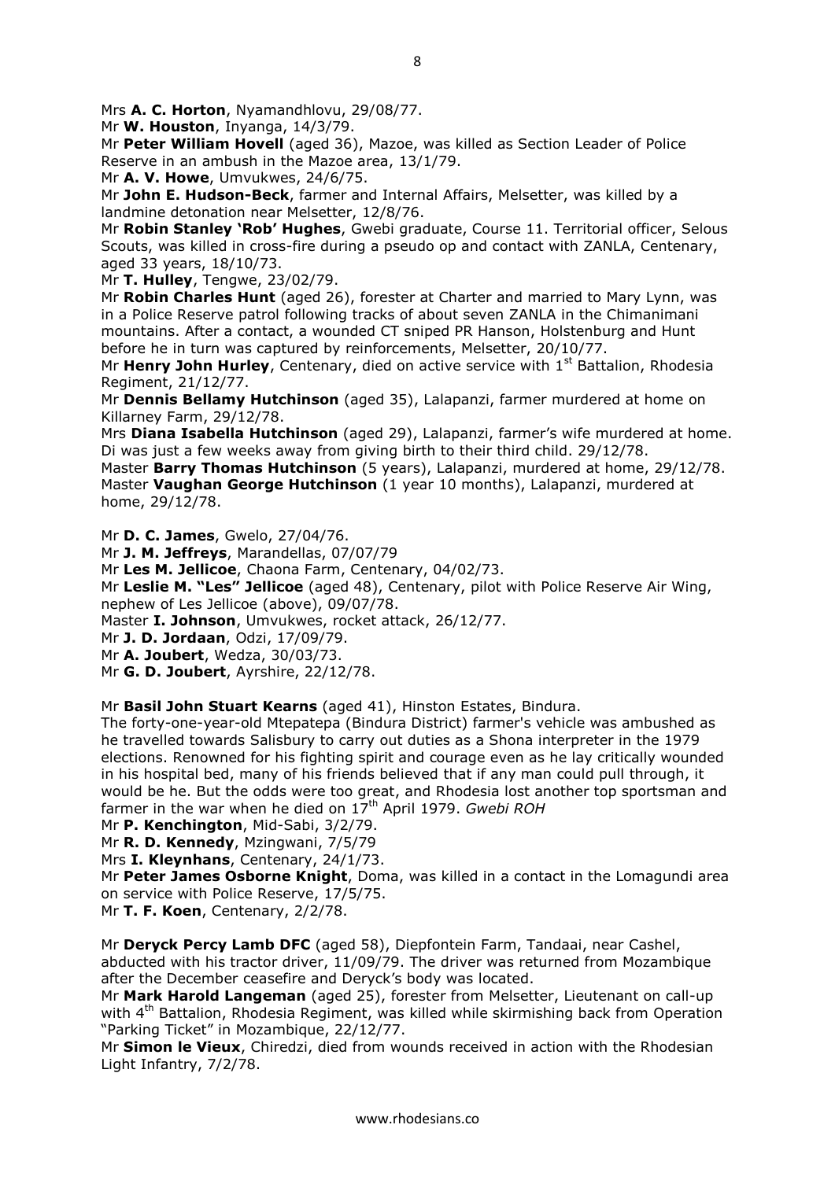Mrs **A. C. Horton**, Nyamandhlovu, 29/08/77.

Mr **W. Houston**, Inyanga, 14/3/79.

Mr **Peter William Hovell** (aged 36), Mazoe, was killed as Section Leader of Police Reserve in an ambush in the Mazoe area, 13/1/79.

Mr **A. V. Howe**, Umvukwes, 24/6/75.

Mr **John E. Hudson-Beck**, farmer and Internal Affairs, Melsetter, was killed by a landmine detonation near Melsetter, 12/8/76.

Mr **Robin Stanley 'Rob' Hughes**, Gwebi graduate, Course 11. Territorial officer, Selous Scouts, was killed in cross-fire during a pseudo op and contact with ZANLA, Centenary, aged 33 years, 18/10/73.

Mr **T. Hulley**, Tengwe, 23/02/79.

Mr **Robin Charles Hunt** (aged 26), forester at Charter and married to Mary Lynn, was in a Police Reserve patrol following tracks of about seven ZANLA in the Chimanimani mountains. After a contact, a wounded CT sniped PR Hanson, Holstenburg and Hunt before he in turn was captured by reinforcements, Melsetter, 20/10/77.

Mr **Henry John Hurley**, Centenary, died on active service with 1st Battalion, Rhodesia Regiment, 21/12/77.

Mr **Dennis Bellamy Hutchinson** (aged 35), Lalapanzi, farmer murdered at home on Killarney Farm, 29/12/78.

Mrs **Diana Isabella Hutchinson** (aged 29), Lalapanzi, farmer's wife murdered at home. Di was just a few weeks away from giving birth to their third child. 29/12/78.

Master **Barry Thomas Hutchinson** (5 years), Lalapanzi, murdered at home, 29/12/78.

Master **Vaughan George Hutchinson** (1 year 10 months), Lalapanzi, murdered at home, 29/12/78.

Mr **D. C. James**, Gwelo, 27/04/76.

Mr **J. M. Jeffreys**, Marandellas, 07/07/79

Mr **Les M. Jellicoe**, Chaona Farm, Centenary, 04/02/73.

Mr **Leslie M. "Les" Jellicoe** (aged 48), Centenary, pilot with Police Reserve Air Wing, nephew of Les Jellicoe (above), 09/07/78.

Master **I. Johnson**, Umvukwes, rocket attack, 26/12/77.

Mr **J. D. Jordaan**, Odzi, 17/09/79.

Mr **A. Joubert**, Wedza, 30/03/73.

Mr **G. D. Joubert**, Ayrshire, 22/12/78.

Mr **Basil John Stuart Kearns** (aged 41), Hinston Estates, Bindura.

The forty-one-year-old Mtepatepa (Bindura District) farmer's vehicle was ambushed as he travelled towards Salisbury to carry out duties as a Shona interpreter in the 1979 elections. Renowned for his fighting spirit and courage even as he lay critically wounded in his hospital bed, many of his friends believed that if any man could pull through, it would be he. But the odds were too great, and Rhodesia lost another top sportsman and farmer in the war when he died on 17th April 1979. *Gwebi ROH*

Mr **P. Kenchington**, Mid-Sabi, 3/2/79.

Mr **R. D. Kennedy**, Mzingwani, 7/5/79

Mrs **I. Kleynhans**, Centenary, 24/1/73.

Mr **Peter James Osborne Knight**, Doma, was killed in a contact in the Lomagundi area on service with Police Reserve, 17/5/75.

Mr **T. F. Koen**, Centenary, 2/2/78.

Mr **Deryck Percy Lamb DFC** (aged 58), Diepfontein Farm, Tandaai, near Cashel, abducted with his tractor driver, 11/09/79. The driver was returned from Mozambique after the December ceasefire and Deryck's body was located.

Mr **Mark Harold Langeman** (aged 25), forester from Melsetter, Lieutenant on call-up with 4th Battalion, Rhodesia Regiment, was killed while skirmishing back from Operation "Parking Ticket" in Mozambique, 22/12/77.

Mr **Simon le Vieux**, Chiredzi, died from wounds received in action with the Rhodesian Light Infantry, 7/2/78.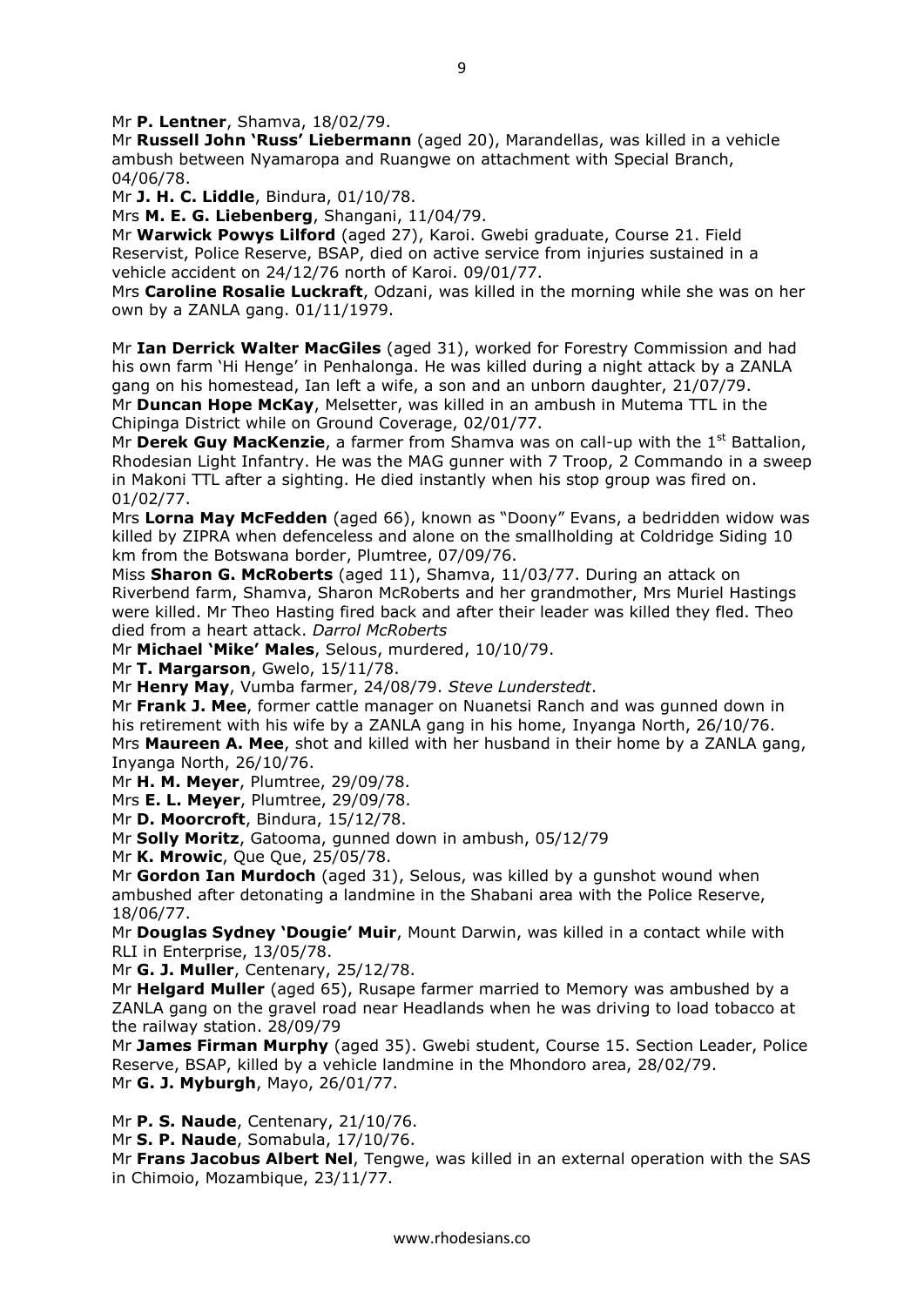Mr **P. Lentner**, Shamva, 18/02/79.

Mr **Russell John 'Russ' Liebermann** (aged 20), Marandellas, was killed in a vehicle ambush between Nyamaropa and Ruangwe on attachment with Special Branch, 04/06/78.

Mr **J. H. C. Liddle**, Bindura, 01/10/78.

Mrs **M. E. G. Liebenberg**, Shangani, 11/04/79.

Mr **Warwick Powys Lilford** (aged 27), Karoi. Gwebi graduate, Course 21. Field Reservist, Police Reserve, BSAP, died on active service from injuries sustained in a vehicle accident on 24/12/76 north of Karoi. 09/01/77.

Mrs **Caroline Rosalie Luckraft**, Odzani, was killed in the morning while she was on her own by a ZANLA gang. 01/11/1979.

Mr **Ian Derrick Walter MacGiles** (aged 31), worked for Forestry Commission and had his own farm 'Hi Henge' in Penhalonga. He was killed during a night attack by a ZANLA gang on his homestead, Ian left a wife, a son and an unborn daughter, 21/07/79.

Mr **Duncan Hope McKay**, Melsetter, was killed in an ambush in Mutema TTL in the Chipinga District while on Ground Coverage, 02/01/77.

Mr **Derek Guy MacKenzie**, a farmer from Shamva was on call-up with the 1st Battalion, Rhodesian Light Infantry. He was the MAG gunner with 7 Troop, 2 Commando in a sweep in Makoni TTL after a sighting. He died instantly when his stop group was fired on. 01/02/77.

Mrs **Lorna May McFedden** (aged 66), known as "Doony" Evans, a bedridden widow was killed by ZIPRA when defenceless and alone on the smallholding at Coldridge Siding 10 km from the Botswana border, Plumtree, 07/09/76.

Miss **Sharon G. McRoberts** (aged 11), Shamva, 11/03/77. During an attack on Riverbend farm, Shamva, Sharon McRoberts and her grandmother, Mrs Muriel Hastings were killed. Mr Theo Hasting fired back and after their leader was killed they fled. Theo died from a heart attack. *Darrol McRoberts*

Mr **Michael 'Mike' Males**, Selous, murdered, 10/10/79.

Mr **T. Margarson**, Gwelo, 15/11/78.

Mr **Henry May**, Vumba farmer, 24/08/79. *Steve Lunderstedt*.

Mr **Frank J. Mee**, former cattle manager on Nuanetsi Ranch and was gunned down in his retirement with his wife by a ZANLA gang in his home, Inyanga North, 26/10/76.

Mrs **Maureen A. Mee**, shot and killed with her husband in their home by a ZANLA gang, Inyanga North, 26/10/76.

Mr **H. M. Meyer**, Plumtree, 29/09/78.

Mrs **E. L. Meyer**, Plumtree, 29/09/78.

Mr **D. Moorcroft**, Bindura, 15/12/78.

Mr **Solly Moritz**, Gatooma, gunned down in ambush, 05/12/79

Mr **K. Mrowic**, Que Que, 25/05/78.

Mr **Gordon Ian Murdoch** (aged 31), Selous, was killed by a gunshot wound when ambushed after detonating a landmine in the Shabani area with the Police Reserve, 18/06/77.

Mr **Douglas Sydney 'Dougie' Muir**, Mount Darwin, was killed in a contact while with RLI in Enterprise, 13/05/78.

Mr **G. J. Muller**, Centenary, 25/12/78.

Mr **Helgard Muller** (aged 65), Rusape farmer married to Memory was ambushed by a ZANLA gang on the gravel road near Headlands when he was driving to load tobacco at the railway station. 28/09/79

Mr **James Firman Murphy** (aged 35). Gwebi student, Course 15. Section Leader, Police Reserve, BSAP, killed by a vehicle landmine in the Mhondoro area, 28/02/79.

Mr **G. J. Myburgh**, Mayo, 26/01/77.

Mr **P. S. Naude**, Centenary, 21/10/76.

Mr **S. P. Naude**, Somabula, 17/10/76.

Mr **Frans Jacobus Albert Nel**, Tengwe, was killed in an external operation with the SAS in Chimoio, Mozambique, 23/11/77.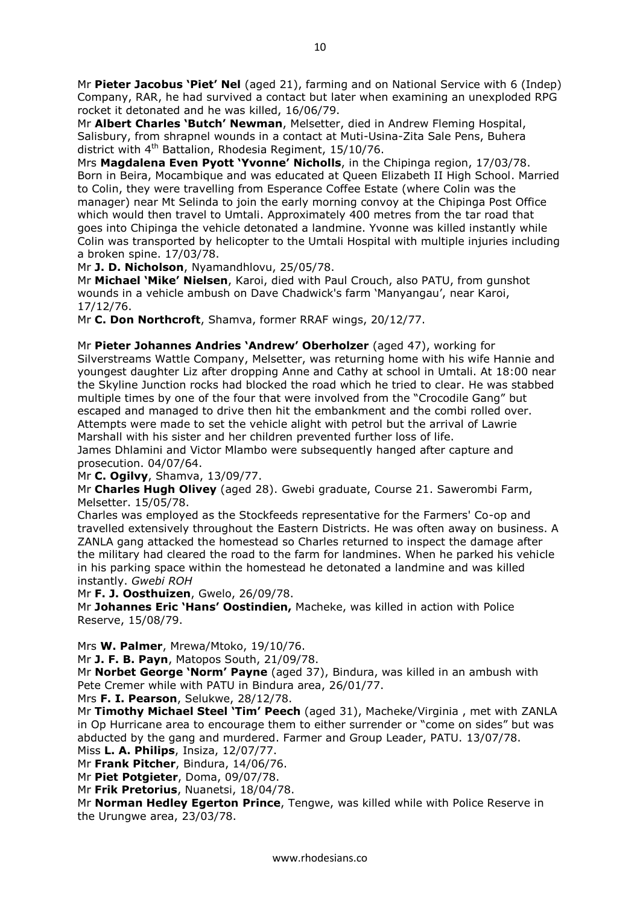Mr **Pieter Jacobus 'Piet' Nel** (aged 21), farming and on National Service with 6 (Indep) Company, RAR, he had survived a contact but later when examining an unexploded RPG rocket it detonated and he was killed, 16/06/79.

Mr **Albert Charles 'Butch' Newman**, Melsetter, died in Andrew Fleming Hospital, Salisbury, from shrapnel wounds in a contact at Muti-Usina-Zita Sale Pens, Buhera district with 4th Battalion, Rhodesia Regiment, 15/10/76.

Mrs **Magdalena Even Pyott 'Yvonne' Nicholls**, in the Chipinga region, 17/03/78. Born in Beira, Mocambique and was educated at Queen Elizabeth II High School. Married to Colin, they were travelling from Esperance Coffee Estate (where Colin was the manager) near Mt Selinda to join the early morning convoy at the Chipinga Post Office which would then travel to Umtali. Approximately 400 metres from the tar road that goes into Chipinga the vehicle detonated a landmine. Yvonne was killed instantly while Colin was transported by helicopter to the Umtali Hospital with multiple injuries including a broken spine. 17/03/78.

Mr **J. D. Nicholson**, Nyamandhlovu, 25/05/78.

Mr **Michael 'Mike' Nielsen**, Karoi, died with Paul Crouch, also PATU, from gunshot wounds in a vehicle ambush on Dave Chadwick's farm 'Manyangau', near Karoi, 17/12/76.

Mr **C. Don Northcroft**, Shamva, former RRAF wings, 20/12/77.

Mr **Pieter Johannes Andries 'Andrew' Oberholzer** (aged 47), working for Silverstreams Wattle Company, Melsetter, was returning home with his wife Hannie and youngest daughter Liz after dropping Anne and Cathy at school in Umtali. At 18:00 near the Skyline Junction rocks had blocked the road which he tried to clear. He was stabbed multiple times by one of the four that were involved from the "Crocodile Gang" but escaped and managed to drive then hit the embankment and the combi rolled over. Attempts were made to set the vehicle alight with petrol but the arrival of Lawrie Marshall with his sister and her children prevented further loss of life.
James Dhlamini and Victor Mlambo were subsequently hanged after capture and prosecution. 04/07/64.

Mr **C. Ogilvy**, Shamva, 13/09/77.

Mr **Charles Hugh Olivey** (aged 28). Gwebi graduate, Course 21. Sawerombi Farm, Melsetter. 15/05/78.
Charles was employed as the Stockfeeds representative for the Farmers' Co-op and travelled extensively throughout the Eastern Districts. He was often away on business. A ZANLA gang attacked the homestead so Charles returned to inspect the damage after the military had cleared the road to the farm for landmines. When he parked his vehicle in his parking space within the homestead he detonated a landmine and was killed instantly. *Gwebi ROH*

Mr **F. J. Oosthuizen**, Gwelo, 26/09/78.

Mr **Johannes Eric 'Hans' Oostindien,** Macheke, was killed in action with Police Reserve, 15/08/79.

Mrs **W. Palmer**, Mrewa/Mtoko, 19/10/76.

Mr **J. F. B. Payn**, Matopos South, 21/09/78.

Mr **Norbet George 'Norm' Payne** (aged 37), Bindura, was killed in an ambush with Pete Cremer while with PATU in Bindura area, 26/01/77.

Mrs **F. I. Pearson**, Selukwe, 28/12/78.

Mr **Timothy Michael Steel 'Tim' Peech** (aged 31), Macheke/Virginia , met with ZANLA in Op Hurricane area to encourage them to either surrender or "come on sides" but was abducted by the gang and murdered. Farmer and Group Leader, PATU. 13/07/78.

Miss **L. A. Philips**, Insiza, 12/07/77.

Mr **Frank Pitcher**, Bindura, 14/06/76.

Mr **Piet Potgieter**, Doma, 09/07/78.

Mr **Frik Pretorius**, Nuanetsi, 18/04/78.

Mr **Norman Hedley Egerton Prince**, Tengwe, was killed while with Police Reserve in the Urungwe area, 23/03/78.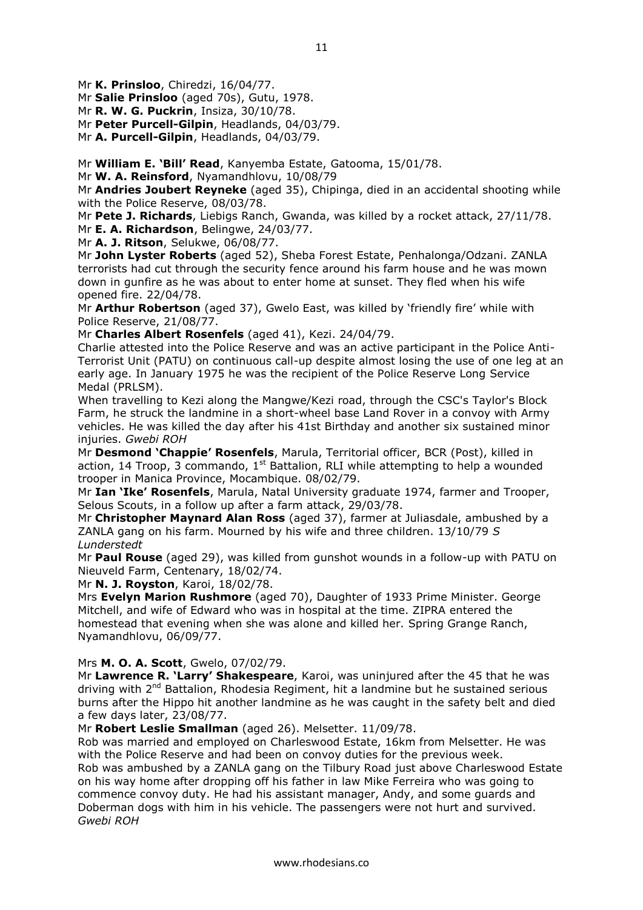Mr **K. Prinsloo**, Chiredzi, 16/04/77.
Mr **Salie Prinsloo** (aged 70s), Gutu, 1978.
Mr **R. W. G. Puckrin**, Insiza, 30/10/78.
Mr **Peter Purcell-Gilpin**, Headlands, 04/03/79.
Mr **A. Purcell-Gilpin**, Headlands, 04/03/79.

Mr **William E. 'Bill' Read**, Kanyemba Estate, Gatooma, 15/01/78.
Mr **W. A. Reinsford**, Nyamandhlovu, 10/08/79
Mr **Andries Joubert Reyneke** (aged 35), Chipinga, died in an accidental shooting while with the Police Reserve, 08/03/78.
Mr **Pete J. Richards**, Liebigs Ranch, Gwanda, was killed by a rocket attack, 27/11/78.
Mr **E. A. Richardson**, Belingwe, 24/03/77.
Mr **A. J. Ritson**, Selukwe, 06/08/77.
Mr **John Lyster Roberts** (aged 52), Sheba Forest Estate, Penhalonga/Odzani. ZANLA terrorists had cut through the security fence around his farm house and he was mown down in gunfire as he was about to enter home at sunset. They fled when his wife opened fire. 22/04/78.
Mr **Arthur Robertson** (aged 37), Gwelo East, was killed by 'friendly fire' while with Police Reserve, 21/08/77.
Mr **Charles Albert Rosenfels** (aged 41), Kezi. 24/04/79.
Charlie attested into the Police Reserve and was an active participant in the Police Anti-Terrorist Unit (PATU) on continuous call-up despite almost losing the use of one leg at an early age. In January 1975 he was the recipient of the Police Reserve Long Service Medal (PRLSM).
When travelling to Kezi along the Mangwe/Kezi road, through the CSC's Taylor's Block Farm, he struck the landmine in a short-wheel base Land Rover in a convoy with Army vehicles. He was killed the day after his 41st Birthday and another six sustained minor injuries. *Gwebi ROH*
Mr **Desmond 'Chappie' Rosenfels**, Marula, Territorial officer, BCR (Post), killed in action, 14 Troop, 3 commando, 1st Battalion, RLI while attempting to help a wounded trooper in Manica Province, Mocambique. 08/02/79.
Mr **Ian 'Ike' Rosenfels**, Marula, Natal University graduate 1974, farmer and Trooper, Selous Scouts, in a follow up after a farm attack, 29/03/78.
Mr **Christopher Maynard Alan Ross** (aged 37), farmer at Juliasdale, ambushed by a ZANLA gang on his farm. Mourned by his wife and three children. 13/10/79 *S Lunderstedt*
Mr **Paul Rouse** (aged 29), was killed from gunshot wounds in a follow-up with PATU on Nieuveld Farm, Centenary, 18/02/74.
Mr **N. J. Royston**, Karoi, 18/02/78.
Mrs **Evelyn Marion Rushmore** (aged 70), Daughter of 1933 Prime Minister. George Mitchell, and wife of Edward who was in hospital at the time. ZIPRA entered the homestead that evening when she was alone and killed her. Spring Grange Ranch, Nyamandhlovu, 06/09/77.

Mrs **M. O. A. Scott**, Gwelo, 07/02/79.
Mr **Lawrence R. 'Larry' Shakespeare**, Karoi, was uninjured after the 45 that he was driving with 2nd Battalion, Rhodesia Regiment, hit a landmine but he sustained serious burns after the Hippo hit another landmine as he was caught in the safety belt and died a few days later, 23/08/77.
Mr **Robert Leslie Smallman** (aged 26). Melsetter. 11/09/78.
Rob was married and employed on Charleswood Estate, 16km from Melsetter. He was with the Police Reserve and had been on convoy duties for the previous week.
Rob was ambushed by a ZANLA gang on the Tilbury Road just above Charleswood Estate on his way home after dropping off his father in law Mike Ferreira who was going to commence convoy duty. He had his assistant manager, Andy, and some guards and Doberman dogs with him in his vehicle. The passengers were not hurt and survived. *Gwebi ROH*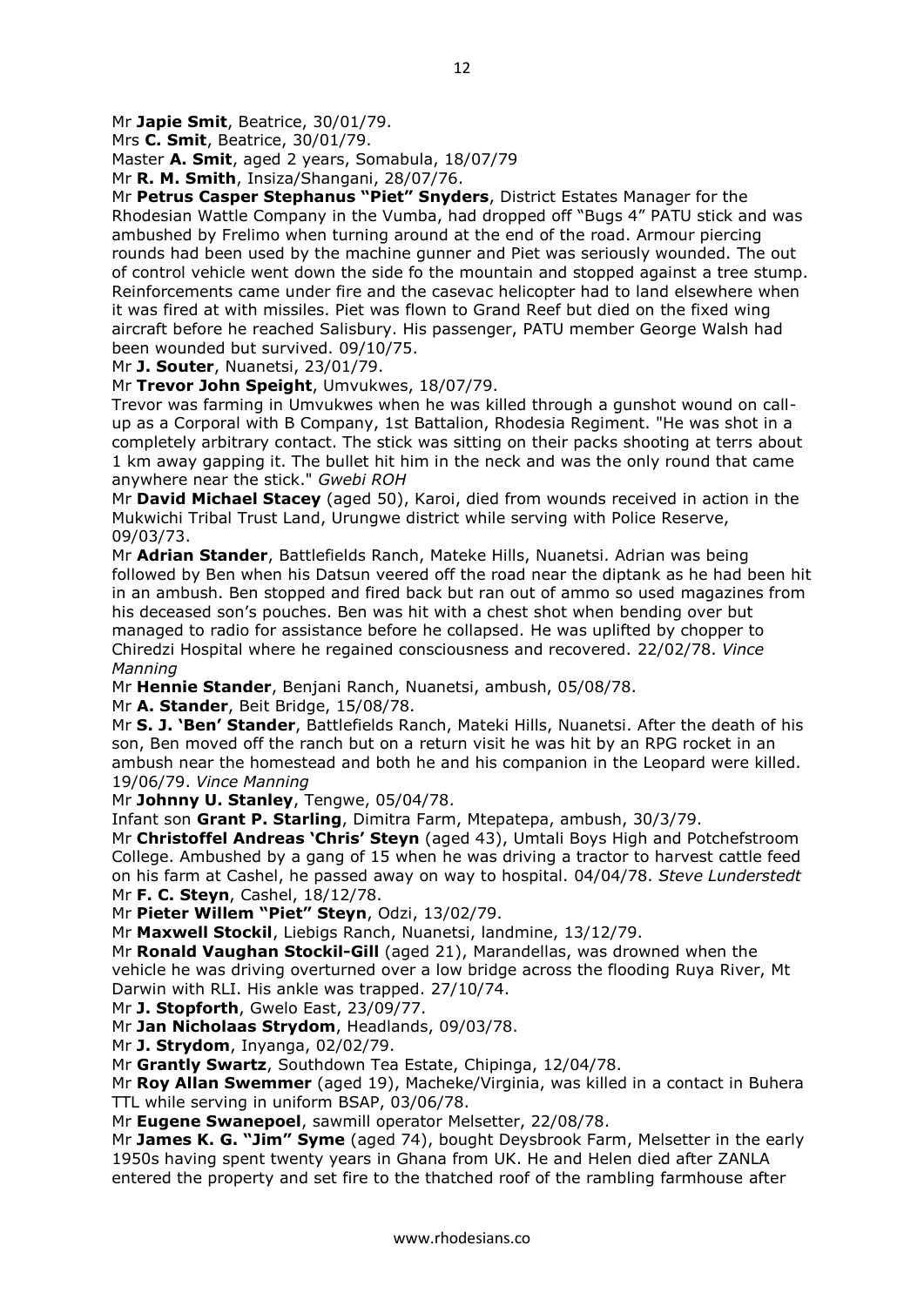Mr **Japie Smit**, Beatrice, 30/01/79.

Mrs **C. Smit**, Beatrice, 30/01/79.

Master **A. Smit**, aged 2 years, Somabula, 18/07/79

Mr **R. M. Smith**, Insiza/Shangani, 28/07/76.

Mr **Petrus Casper Stephanus "Piet" Snyders**, District Estates Manager for the Rhodesian Wattle Company in the Vumba, had dropped off "Bugs 4" PATU stick and was ambushed by Frelimo when turning around at the end of the road. Armour piercing rounds had been used by the machine gunner and Piet was seriously wounded. The out of control vehicle went down the side fo the mountain and stopped against a tree stump. Reinforcements came under fire and the casevac helicopter had to land elsewhere when it was fired at with missiles. Piet was flown to Grand Reef but died on the fixed wing aircraft before he reached Salisbury. His passenger, PATU member George Walsh had been wounded but survived. 09/10/75.

Mr **J. Souter**, Nuanetsi, 23/01/79.

Mr **Trevor John Speight**, Umvukwes, 18/07/79.

Trevor was farming in Umvukwes when he was killed through a gunshot wound on call-up as a Corporal with B Company, 1st Battalion, Rhodesia Regiment. "He was shot in a completely arbitrary contact. The stick was sitting on their packs shooting at terrs about 1 km away gapping it. The bullet hit him in the neck and was the only round that came anywhere near the stick." *Gwebi ROH*

Mr **David Michael Stacey** (aged 50), Karoi, died from wounds received in action in the Mukwichi Tribal Trust Land, Urungwe district while serving with Police Reserve, 09/03/73.

Mr **Adrian Stander**, Battlefields Ranch, Mateke Hills, Nuanetsi. Adrian was being followed by Ben when his Datsun veered off the road near the diptank as he had been hit in an ambush. Ben stopped and fired back but ran out of ammo so used magazines from his deceased son's pouches. Ben was hit with a chest shot when bending over but managed to radio for assistance before he collapsed. He was uplifted by chopper to Chiredzi Hospital where he regained consciousness and recovered. 22/02/78. *Vince Manning*

Mr **Hennie Stander**, Benjani Ranch, Nuanetsi, ambush, 05/08/78.

Mr **A. Stander**, Beit Bridge, 15/08/78.

Mr **S. J. 'Ben' Stander**, Battlefields Ranch, Mateki Hills, Nuanetsi. After the death of his son, Ben moved off the ranch but on a return visit he was hit by an RPG rocket in an ambush near the homestead and both he and his companion in the Leopard were killed. 19/06/79. *Vince Manning*

Mr **Johnny U. Stanley**, Tengwe, 05/04/78.

Infant son **Grant P. Starling**, Dimitra Farm, Mtepatepa, ambush, 30/3/79.

Mr **Christoffel Andreas 'Chris' Steyn** (aged 43), Umtali Boys High and Potchefstroom College. Ambushed by a gang of 15 when he was driving a tractor to harvest cattle feed on his farm at Cashel, he passed away on way to hospital. 04/04/78. *Steve Lunderstedt*

Mr **F. C. Steyn**, Cashel, 18/12/78.

Mr **Pieter Willem "Piet" Steyn**, Odzi, 13/02/79.

Mr **Maxwell Stockil**, Liebigs Ranch, Nuanetsi, landmine, 13/12/79.

Mr **Ronald Vaughan Stockil-Gill** (aged 21), Marandellas, was drowned when the vehicle he was driving overturned over a low bridge across the flooding Ruya River, Mt Darwin with RLI. His ankle was trapped. 27/10/74.

Mr **J. Stopforth**, Gwelo East, 23/09/77.

Mr **Jan Nicholaas Strydom**, Headlands, 09/03/78.

Mr **J. Strydom**, Inyanga, 02/02/79.

Mr **Grantly Swartz**, Southdown Tea Estate, Chipinga, 12/04/78.

Mr **Roy Allan Swemmer** (aged 19), Macheke/Virginia, was killed in a contact in Buhera TTL while serving in uniform BSAP, 03/06/78.

Mr **Eugene Swanepoel**, sawmill operator Melsetter, 22/08/78.

Mr **James K. G. "Jim" Syme** (aged 74), bought Deysbrook Farm, Melsetter in the early 1950s having spent twenty years in Ghana from UK. He and Helen died after ZANLA entered the property and set fire to the thatched roof of the rambling farmhouse after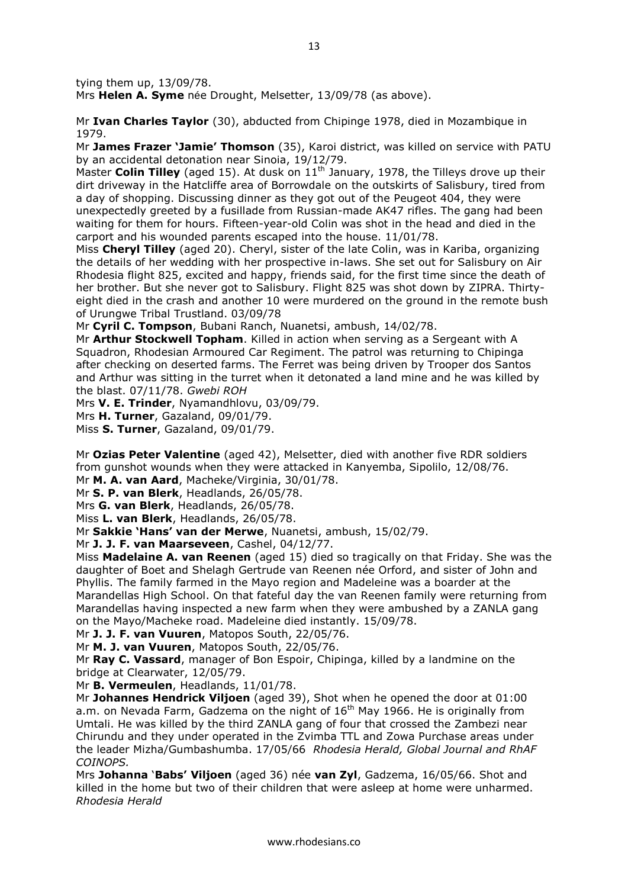tying them up, 13/09/78.
Mrs **Helen A. Syme** née Drought, Melsetter, 13/09/78 (as above).

Mr **Ivan Charles Taylor** (30), abducted from Chipinge 1978, died in Mozambique in 1979.
Mr **James Frazer 'Jamie' Thomson** (35), Karoi district, was killed on service with PATU by an accidental detonation near Sinoia, 19/12/79.
Master **Colin Tilley** (aged 15). At dusk on 11th January, 1978, the Tilleys drove up their dirt driveway in the Hatcliffe area of Borrowdale on the outskirts of Salisbury, tired from a day of shopping. Discussing dinner as they got out of the Peugeot 404, they were unexpectedly greeted by a fusillade from Russian-made AK47 rifles. The gang had been waiting for them for hours. Fifteen-year-old Colin was shot in the head and died in the carport and his wounded parents escaped into the house. 11/01/78.
Miss **Cheryl Tilley** (aged 20). Cheryl, sister of the late Colin, was in Kariba, organizing the details of her wedding with her prospective in-laws. She set out for Salisbury on Air Rhodesia flight 825, excited and happy, friends said, for the first time since the death of her brother. But she never got to Salisbury. Flight 825 was shot down by ZIPRA. Thirty-eight died in the crash and another 10 were murdered on the ground in the remote bush of Urungwe Tribal Trustland. 03/09/78
Mr **Cyril C. Tompson**, Bubani Ranch, Nuanetsi, ambush, 14/02/78.
Mr **Arthur Stockwell Topham**. Killed in action when serving as a Sergeant with A Squadron, Rhodesian Armoured Car Regiment. The patrol was returning to Chipinga after checking on deserted farms. The Ferret was being driven by Trooper dos Santos and Arthur was sitting in the turret when it detonated a land mine and he was killed by the blast. 07/11/78. *Gwebi ROH*
Mrs **V. E. Trinder**, Nyamandhlovu, 03/09/79.
Mrs **H. Turner**, Gazaland, 09/01/79.
Miss **S. Turner**, Gazaland, 09/01/79.

Mr **Ozias Peter Valentine** (aged 42), Melsetter, died with another five RDR soldiers from gunshot wounds when they were attacked in Kanyemba, Sipolilo, 12/08/76.
Mr **M. A. van Aard**, Macheke/Virginia, 30/01/78.
Mr **S. P. van Blerk**, Headlands, 26/05/78.
Mrs **G. van Blerk**, Headlands, 26/05/78.
Miss **L. van Blerk**, Headlands, 26/05/78.
Mr **Sakkie 'Hans' van der Merwe**, Nuanetsi, ambush, 15/02/79.
Mr **J. J. F. van Maarseveen**, Cashel, 04/12/77.
Miss **Madelaine A. van Reenen** (aged 15) died so tragically on that Friday. She was the daughter of Boet and Shelagh Gertrude van Reenen née Orford, and sister of John and Phyllis. The family farmed in the Mayo region and Madeleine was a boarder at the Marandellas High School. On that fateful day the van Reenen family were returning from Marandellas having inspected a new farm when they were ambushed by a ZANLA gang on the Mayo/Macheke road. Madeleine died instantly. 15/09/78.
Mr **J. J. F. van Vuuren**, Matopos South, 22/05/76.
Mr **M. J. van Vuuren**, Matopos South, 22/05/76.
Mr **Ray C. Vassard**, manager of Bon Espoir, Chipinga, killed by a landmine on the bridge at Clearwater, 12/05/79.
Mr **B. Vermeulen**, Headlands, 11/01/78.
Mr **Johannes Hendrick Viljoen** (aged 39), Shot when he opened the door at 01:00 a.m. on Nevada Farm, Gadzema on the night of 16th May 1966. He is originally from Umtali. He was killed by the third ZANLA gang of four that crossed the Zambezi near Chirundu and they under operated in the Zvimba TTL and Zowa Purchase areas under the leader Mizha/Gumbashumba. 17/05/66 *Rhodesia Herald, Global Journal and RhAF COINOPS.*
Mrs **Johanna 'Babs' Viljoen** (aged 36) née **van Zyl**, Gadzema, 16/05/66. Shot and killed in the home but two of their children that were asleep at home were unharmed. *Rhodesia Herald*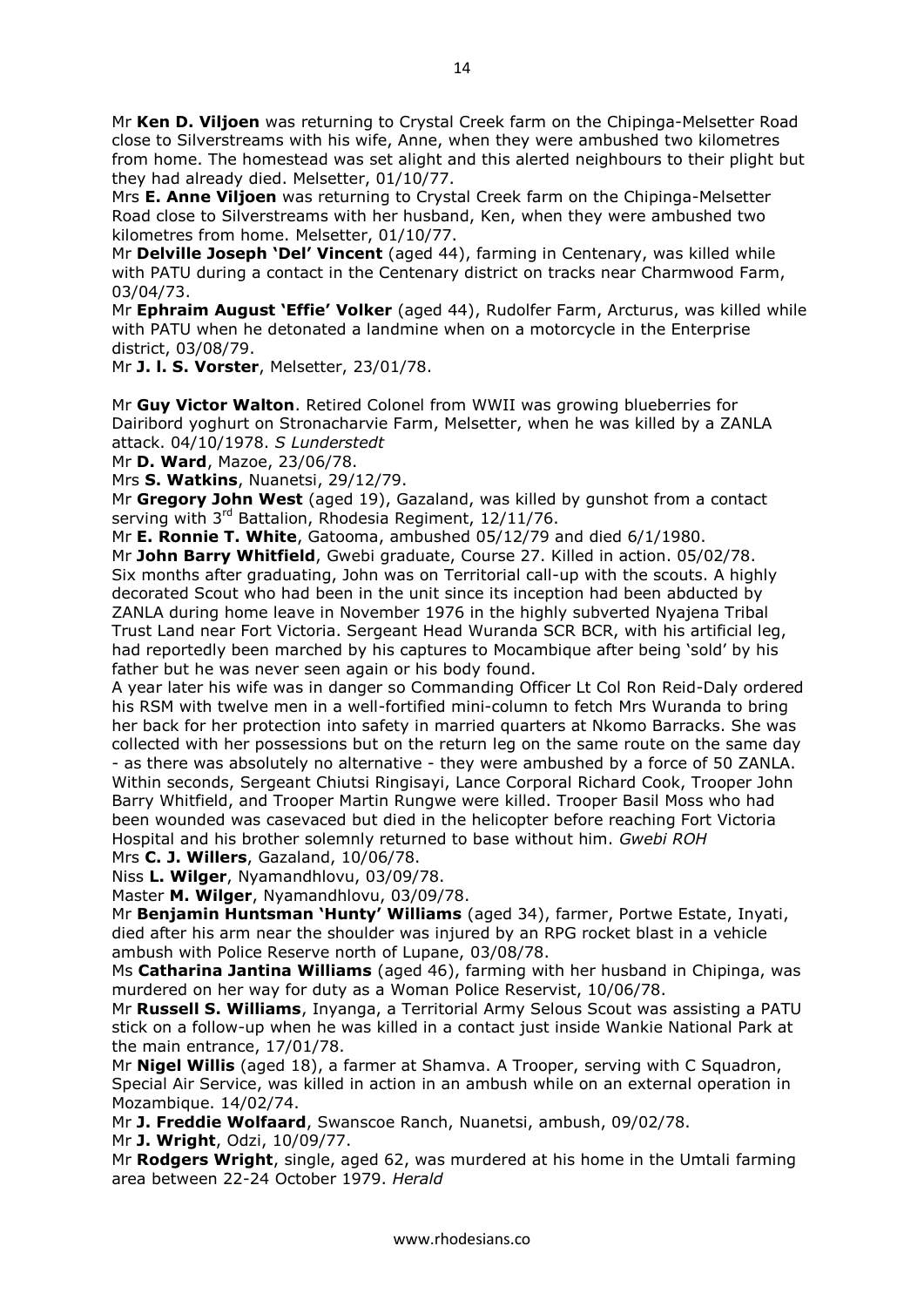Mr **Ken D. Viljoen** was returning to Crystal Creek farm on the Chipinga-Melsetter Road close to Silverstreams with his wife, Anne, when they were ambushed two kilometres from home. The homestead was set alight and this alerted neighbours to their plight but they had already died. Melsetter, 01/10/77.

Mrs **E. Anne Viljoen** was returning to Crystal Creek farm on the Chipinga-Melsetter Road close to Silverstreams with her husband, Ken, when they were ambushed two kilometres from home. Melsetter, 01/10/77.

Mr **Delville Joseph 'Del' Vincent** (aged 44), farming in Centenary, was killed while with PATU during a contact in the Centenary district on tracks near Charmwood Farm, 03/04/73.

Mr **Ephraim August 'Effie' Volker** (aged 44), Rudolfer Farm, Arcturus, was killed while with PATU when he detonated a landmine when on a motorcycle in the Enterprise district, 03/08/79.

Mr **J. l. S. Vorster**, Melsetter, 23/01/78.

Mr **Guy Victor Walton**. Retired Colonel from WWII was growing blueberries for Dairibord yoghurt on Stronacharvie Farm, Melsetter, when he was killed by a ZANLA attack. 04/10/1978. *S Lunderstedt*

Mr **D. Ward**, Mazoe, 23/06/78.

Mrs **S. Watkins**, Nuanetsi, 29/12/79.

Mr **Gregory John West** (aged 19), Gazaland, was killed by gunshot from a contact serving with 3rd Battalion, Rhodesia Regiment, 12/11/76.

Mr **E. Ronnie T. White**, Gatooma, ambushed 05/12/79 and died 6/1/1980.

Mr **John Barry Whitfield**, Gwebi graduate, Course 27. Killed in action. 05/02/78. Six months after graduating, John was on Territorial call-up with the scouts. A highly decorated Scout who had been in the unit since its inception had been abducted by ZANLA during home leave in November 1976 in the highly subverted Nyajena Tribal Trust Land near Fort Victoria. Sergeant Head Wuranda SCR BCR, with his artificial leg, had reportedly been marched by his captures to Mocambique after being 'sold' by his father but he was never seen again or his body found.

A year later his wife was in danger so Commanding Officer Lt Col Ron Reid-Daly ordered his RSM with twelve men in a well-fortified mini-column to fetch Mrs Wuranda to bring her back for her protection into safety in married quarters at Nkomo Barracks. She was collected with her possessions but on the return leg on the same route on the same day - as there was absolutely no alternative - they were ambushed by a force of 50 ZANLA. Within seconds, Sergeant Chiutsi Ringisayi, Lance Corporal Richard Cook, Trooper John Barry Whitfield, and Trooper Martin Rungwe were killed. Trooper Basil Moss who had been wounded was casevaced but died in the helicopter before reaching Fort Victoria Hospital and his brother solemnly returned to base without him. *Gwebi ROH*

Mrs **C. J. Willers**, Gazaland, 10/06/78.

Niss **L. Wilger**, Nyamandhlovu, 03/09/78.

Master **M. Wilger**, Nyamandhlovu, 03/09/78.

Mr **Benjamin Huntsman 'Hunty' Williams** (aged 34), farmer, Portwe Estate, Inyati, died after his arm near the shoulder was injured by an RPG rocket blast in a vehicle ambush with Police Reserve north of Lupane, 03/08/78.

Ms **Catharina Jantina Williams** (aged 46), farming with her husband in Chipinga, was murdered on her way for duty as a Woman Police Reservist, 10/06/78.

Mr **Russell S. Williams**, Inyanga, a Territorial Army Selous Scout was assisting a PATU stick on a follow-up when he was killed in a contact just inside Wankie National Park at the main entrance, 17/01/78.

Mr **Nigel Willis** (aged 18), a farmer at Shamva. A Trooper, serving with C Squadron, Special Air Service, was killed in action in an ambush while on an external operation in Mozambique. 14/02/74.

Mr **J. Freddie Wolfaard**, Swanscoe Ranch, Nuanetsi, ambush, 09/02/78.

Mr **J. Wright**, Odzi, 10/09/77.

Mr **Rodgers Wright**, single, aged 62, was murdered at his home in the Umtali farming area between 22-24 October 1979. *Herald*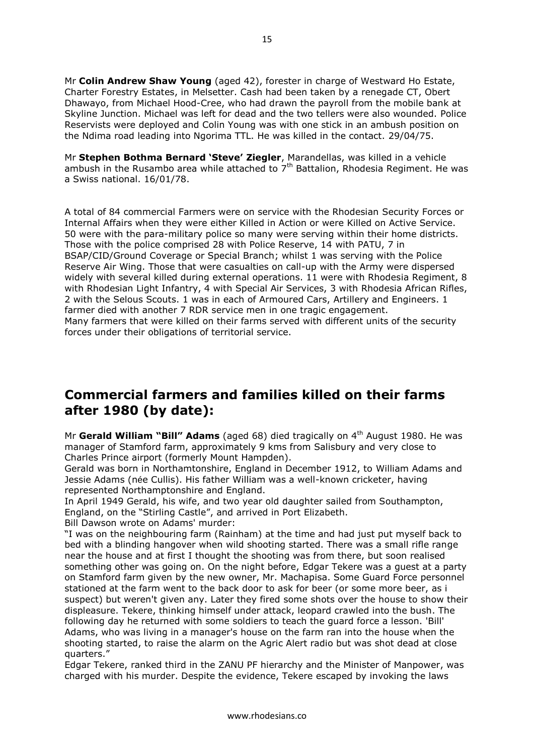Mr **Colin Andrew Shaw Young** (aged 42), forester in charge of Westward Ho Estate, Charter Forestry Estates, in Melsetter. Cash had been taken by a renegade CT, Obert Dhawayo, from Michael Hood-Cree, who had drawn the payroll from the mobile bank at Skyline Junction. Michael was left for dead and the two tellers were also wounded. Police Reservists were deployed and Colin Young was with one stick in an ambush position on the Ndima road leading into Ngorima TTL. He was killed in the contact. 29/04/75.

Mr **Stephen Bothma Bernard 'Steve' Ziegler**, Marandellas, was killed in a vehicle ambush in the Rusambo area while attached to 7th Battalion, Rhodesia Regiment. He was a Swiss national. 16/01/78.

A total of 84 commercial Farmers were on service with the Rhodesian Security Forces or Internal Affairs when they were either Killed in Action or were Killed on Active Service. 50 were with the para-military police so many were serving within their home districts. Those with the police comprised 28 with Police Reserve, 14 with PATU, 7 in BSAP/CID/Ground Coverage or Special Branch; whilst 1 was serving with the Police Reserve Air Wing. Those that were casualties on call-up with the Army were dispersed widely with several killed during external operations. 11 were with Rhodesia Regiment, 8 with Rhodesian Light Infantry, 4 with Special Air Services, 3 with Rhodesia African Rifles, 2 with the Selous Scouts. 1 was in each of Armoured Cars, Artillery and Engineers. 1 farmer died with another 7 RDR service men in one tragic engagement.
Many farmers that were killed on their farms served with different units of the security forces under their obligations of territorial service.

## Commercial farmers and families killed on their farms after 1980 (by date):

Mr **Gerald William "Bill" Adams** (aged 68) died tragically on 4th August 1980. He was manager of Stamford farm, approximately 9 kms from Salisbury and very close to Charles Prince airport (formerly Mount Hampden).
Gerald was born in Northamtonshire, England in December 1912, to William Adams and Jessie Adams (née Cullis). His father William was a well-known cricketer, having represented Northamptonshire and England.
In April 1949 Gerald, his wife, and two year old daughter sailed from Southampton, England, on the "Stirling Castle", and arrived in Port Elizabeth.
Bill Dawson wrote on Adams' murder:
"I was on the neighbouring farm (Rainham) at the time and had just put myself back to bed with a blinding hangover when wild shooting started. There was a small rifle range near the house and at first I thought the shooting was from there, but soon realised something other was going on. On the night before, Edgar Tekere was a guest at a party on Stamford farm given by the new owner, Mr. Machapisa. Some Guard Force personnel stationed at the farm went to the back door to ask for beer (or some more beer, as i suspect) but weren't given any. Later they fired some shots over the house to show their displeasure. Tekere, thinking himself under attack, leopard crawled into the bush. The following day he returned with some soldiers to teach the guard force a lesson. 'Bill' Adams, who was living in a manager's house on the farm ran into the house when the shooting started, to raise the alarm on the Agric Alert radio but was shot dead at close quarters."
Edgar Tekere, ranked third in the ZANU PF hierarchy and the Minister of Manpower, was charged with his murder. Despite the evidence, Tekere escaped by invoking the laws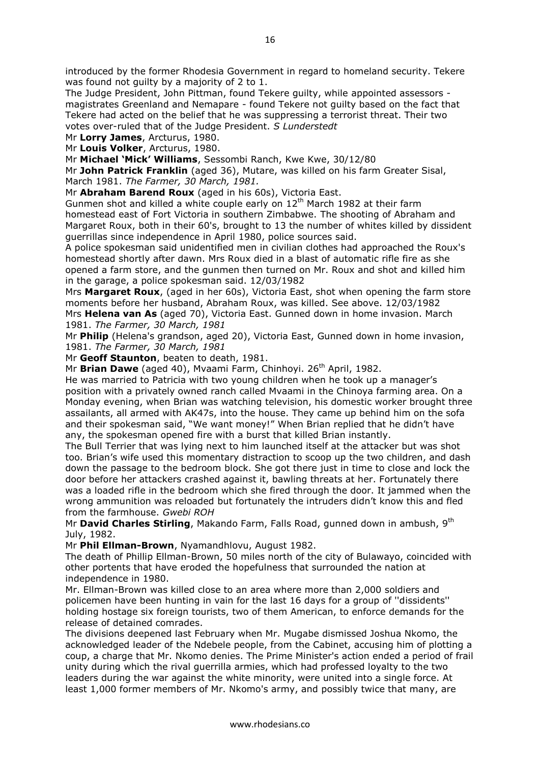introduced by the former Rhodesia Government in regard to homeland security. Tekere was found not guilty by a majority of 2 to 1.

The Judge President, John Pittman, found Tekere guilty, while appointed assessors - magistrates Greenland and Nemapare - found Tekere not guilty based on the fact that Tekere had acted on the belief that he was suppressing a terrorist threat. Their two votes over-ruled that of the Judge President. *S Lunderstedt*

Mr **Lorry James**, Arcturus, 1980.

Mr **Louis Volker**, Arcturus, 1980.

Mr **Michael 'Mick' Williams**, Sessombi Ranch, Kwe Kwe, 30/12/80

Mr **John Patrick Franklin** (aged 36), Mutare, was killed on his farm Greater Sisal, March 1981. *The Farmer, 30 March, 1981.*

Mr **Abraham Barend Roux** (aged in his 60s), Victoria East.

Gunmen shot and killed a white couple early on 12th March 1982 at their farm homestead east of Fort Victoria in southern Zimbabwe. The shooting of Abraham and Margaret Roux, both in their 60's, brought to 13 the number of whites killed by dissident guerrillas since independence in April 1980, police sources said.

A police spokesman said unidentified men in civilian clothes had approached the Roux's homestead shortly after dawn. Mrs Roux died in a blast of automatic rifle fire as she opened a farm store, and the gunmen then turned on Mr. Roux and shot and killed him in the garage, a police spokesman said. 12/03/1982

Mrs **Margaret Roux**, (aged in her 60s), Victoria East, shot when opening the farm store moments before her husband, Abraham Roux, was killed. See above. 12/03/1982

Mrs **Helena van As** (aged 70), Victoria East. Gunned down in home invasion. March 1981. *The Farmer, 30 March, 1981*

Mr **Philip** (Helena's grandson, aged 20), Victoria East, Gunned down in home invasion, 1981. *The Farmer, 30 March, 1981*

Mr **Geoff Staunton**, beaten to death, 1981.

Mr **Brian Dawe** (aged 40), Mvaami Farm, Chinhoyi. 26th April, 1982.

He was married to Patricia with two young children when he took up a manager's position with a privately owned ranch called Mvaami in the Chinoya farming area. On a Monday evening, when Brian was watching television, his domestic worker brought three assailants, all armed with AK47s, into the house. They came up behind him on the sofa and their spokesman said, "We want money!" When Brian replied that he didn't have any, the spokesman opened fire with a burst that killed Brian instantly.

The Bull Terrier that was lying next to him launched itself at the attacker but was shot too. Brian's wife used this momentary distraction to scoop up the two children, and dash down the passage to the bedroom block. She got there just in time to close and lock the door before her attackers crashed against it, bawling threats at her. Fortunately there was a loaded rifle in the bedroom which she fired through the door. It jammed when the wrong ammunition was reloaded but fortunately the intruders didn't know this and fled from the farmhouse. *Gwebi ROH*

Mr **David Charles Stirling**, Makando Farm, Falls Road, gunned down in ambush, 9th July, 1982.

Mr **Phil Ellman-Brown**, Nyamandhlovu, August 1982.

The death of Phillip Ellman-Brown, 50 miles north of the city of Bulawayo, coincided with other portents that have eroded the hopefulness that surrounded the nation at independence in 1980.

Mr. Ellman-Brown was killed close to an area where more than 2,000 soldiers and policemen have been hunting in vain for the last 16 days for a group of ''dissidents'' holding hostage six foreign tourists, two of them American, to enforce demands for the release of detained comrades.

The divisions deepened last February when Mr. Mugabe dismissed Joshua Nkomo, the acknowledged leader of the Ndebele people, from the Cabinet, accusing him of plotting a coup, a charge that Mr. Nkomo denies. The Prime Minister's action ended a period of frail unity during which the rival guerrilla armies, which had professed loyalty to the two leaders during the war against the white minority, were united into a single force. At least 1,000 former members of Mr. Nkomo's army, and possibly twice that many, are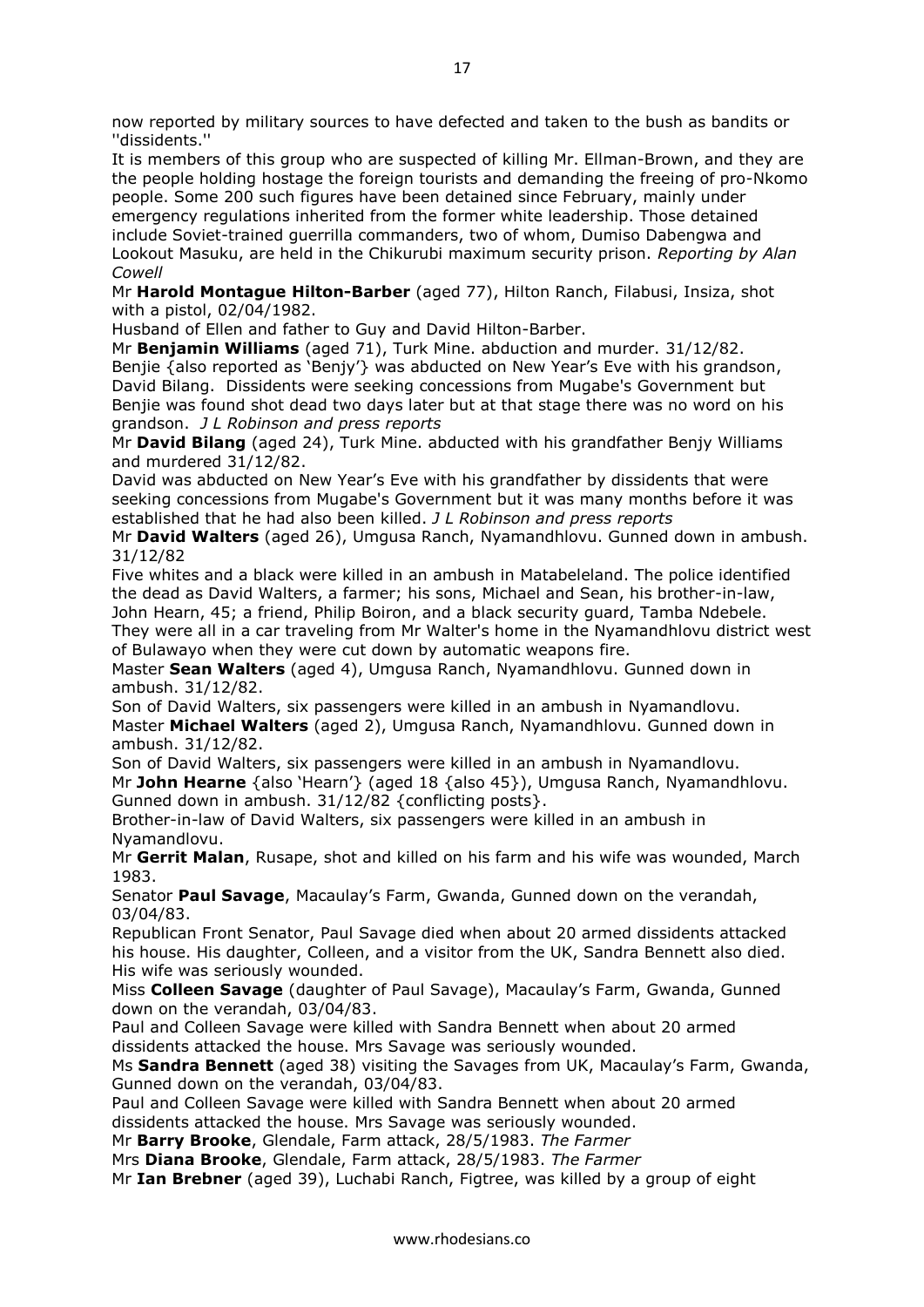now reported by military sources to have defected and taken to the bush as bandits or ''dissidents.''

It is members of this group who are suspected of killing Mr. Ellman-Brown, and they are the people holding hostage the foreign tourists and demanding the freeing of pro-Nkomo people. Some 200 such figures have been detained since February, mainly under emergency regulations inherited from the former white leadership. Those detained include Soviet-trained guerrilla commanders, two of whom, Dumiso Dabengwa and Lookout Masuku, are held in the Chikurubi maximum security prison. *Reporting by Alan Cowell*

Mr **Harold Montague Hilton-Barber** (aged 77), Hilton Ranch, Filabusi, Insiza, shot with a pistol, 02/04/1982.

Husband of Ellen and father to Guy and David Hilton-Barber.

Mr **Benjamin Williams** (aged 71), Turk Mine. abduction and murder. 31/12/82.

Benjie {also reported as 'Benjy'} was abducted on New Year's Eve with his grandson, David Bilang. Dissidents were seeking concessions from Mugabe's Government but Benjie was found shot dead two days later but at that stage there was no word on his grandson. *J L Robinson and press reports*

Mr **David Bilang** (aged 24), Turk Mine. abducted with his grandfather Benjy Williams and murdered 31/12/82.

David was abducted on New Year's Eve with his grandfather by dissidents that were seeking concessions from Mugabe's Government but it was many months before it was established that he had also been killed. *J L Robinson and press reports*

Mr **David Walters** (aged 26), Umgusa Ranch, Nyamandhlovu. Gunned down in ambush. 31/12/82

Five whites and a black were killed in an ambush in Matabeleland. The police identified the dead as David Walters, a farmer; his sons, Michael and Sean, his brother-in-law, John Hearn, 45; a friend, Philip Boiron, and a black security guard, Tamba Ndebele. They were all in a car traveling from Mr Walter's home in the Nyamandhlovu district west of Bulawayo when they were cut down by automatic weapons fire.

Master **Sean Walters** (aged 4), Umgusa Ranch, Nyamandhlovu. Gunned down in ambush. 31/12/82.

Son of David Walters, six passengers were killed in an ambush in Nyamandlovu.

Master **Michael Walters** (aged 2), Umgusa Ranch, Nyamandhlovu. Gunned down in ambush. 31/12/82.

Son of David Walters, six passengers were killed in an ambush in Nyamandlovu.

Mr **John Hearne** {also 'Hearn'} (aged 18 {also 45}), Umgusa Ranch, Nyamandhlovu. Gunned down in ambush. 31/12/82 {conflicting posts}.

Brother-in-law of David Walters, six passengers were killed in an ambush in Nyamandlovu.

Mr **Gerrit Malan**, Rusape, shot and killed on his farm and his wife was wounded, March 1983.

Senator **Paul Savage**, Macaulay's Farm, Gwanda, Gunned down on the verandah, 03/04/83.

Republican Front Senator, Paul Savage died when about 20 armed dissidents attacked his house. His daughter, Colleen, and a visitor from the UK, Sandra Bennett also died. His wife was seriously wounded.

Miss **Colleen Savage** (daughter of Paul Savage), Macaulay's Farm, Gwanda, Gunned down on the verandah, 03/04/83.

Paul and Colleen Savage were killed with Sandra Bennett when about 20 armed dissidents attacked the house. Mrs Savage was seriously wounded.

Ms **Sandra Bennett** (aged 38) visiting the Savages from UK, Macaulay's Farm, Gwanda, Gunned down on the verandah, 03/04/83.

Paul and Colleen Savage were killed with Sandra Bennett when about 20 armed dissidents attacked the house. Mrs Savage was seriously wounded.

Mr **Barry Brooke**, Glendale, Farm attack, 28/5/1983. *The Farmer*

Mrs **Diana Brooke**, Glendale, Farm attack, 28/5/1983. *The Farmer*

Mr **Ian Brebner** (aged 39), Luchabi Ranch, Figtree, was killed by a group of eight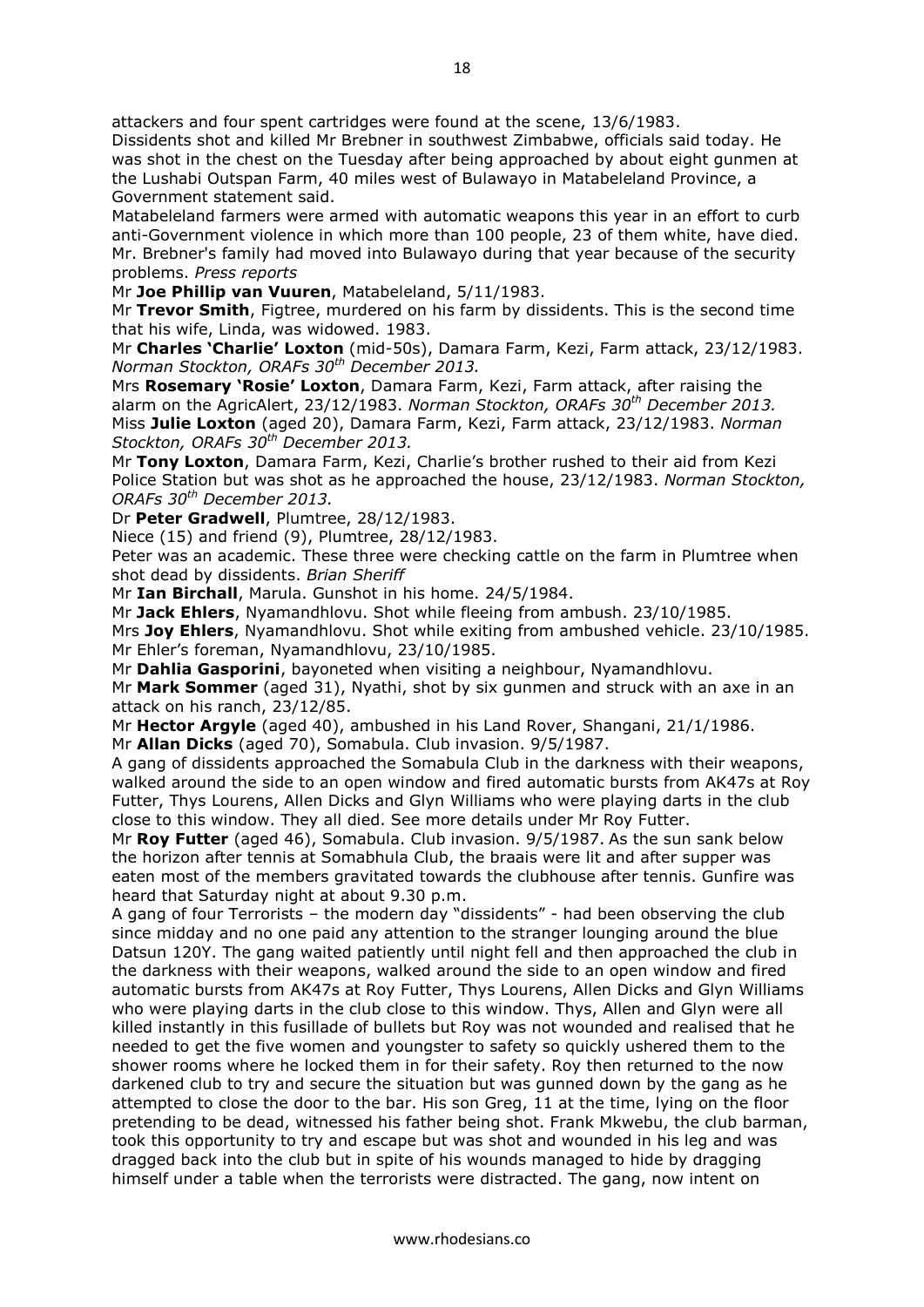attackers and four spent cartridges were found at the scene, 13/6/1983.

Dissidents shot and killed Mr Brebner in southwest Zimbabwe, officials said today. He was shot in the chest on the Tuesday after being approached by about eight gunmen at the Lushabi Outspan Farm, 40 miles west of Bulawayo in Matabeleland Province, a Government statement said.

Matabeleland farmers were armed with automatic weapons this year in an effort to curb anti-Government violence in which more than 100 people, 23 of them white, have died. Mr. Brebner's family had moved into Bulawayo during that year because of the security problems. *Press reports*

Mr **Joe Phillip van Vuuren**, Matabeleland, 5/11/1983.

Mr **Trevor Smith**, Figtree, murdered on his farm by dissidents. This is the second time that his wife, Linda, was widowed. 1983.

Mr **Charles 'Charlie' Loxton** (mid-50s), Damara Farm, Kezi, Farm attack, 23/12/1983. *Norman Stockton, ORAFs 30th December 2013.*

Mrs **Rosemary 'Rosie' Loxton**, Damara Farm, Kezi, Farm attack, after raising the alarm on the AgricAlert, 23/12/1983. *Norman Stockton, ORAFs 30th December 2013.*

Miss **Julie Loxton** (aged 20), Damara Farm, Kezi, Farm attack, 23/12/1983. *Norman Stockton, ORAFs 30th December 2013.*

Mr **Tony Loxton**, Damara Farm, Kezi, Charlie's brother rushed to their aid from Kezi Police Station but was shot as he approached the house, 23/12/1983. *Norman Stockton, ORAFs 30th December 2013.*

Dr **Peter Gradwell**, Plumtree, 28/12/1983.

Niece (15) and friend (9), Plumtree, 28/12/1983.

Peter was an academic. These three were checking cattle on the farm in Plumtree when shot dead by dissidents. *Brian Sheriff*

Mr **Ian Birchall**, Marula. Gunshot in his home. 24/5/1984.

Mr **Jack Ehlers**, Nyamandhlovu. Shot while fleeing from ambush. 23/10/1985.

Mrs **Joy Ehlers**, Nyamandhlovu. Shot while exiting from ambushed vehicle. 23/10/1985.

Mr Ehler's foreman, Nyamandhlovu, 23/10/1985.

Mr **Dahlia Gasporini**, bayoneted when visiting a neighbour, Nyamandhlovu.

Mr **Mark Sommer** (aged 31), Nyathi, shot by six gunmen and struck with an axe in an attack on his ranch, 23/12/85.

Mr **Hector Argyle** (aged 40), ambushed in his Land Rover, Shangani, 21/1/1986.

Mr **Allan Dicks** (aged 70), Somabula. Club invasion. 9/5/1987.

A gang of dissidents approached the Somabula Club in the darkness with their weapons, walked around the side to an open window and fired automatic bursts from AK47s at Roy Futter, Thys Lourens, Allen Dicks and Glyn Williams who were playing darts in the club close to this window. They all died. See more details under Mr Roy Futter.

Mr **Roy Futter** (aged 46), Somabula. Club invasion. 9/5/1987. As the sun sank below the horizon after tennis at Somabhula Club, the braais were lit and after supper was eaten most of the members gravitated towards the clubhouse after tennis. Gunfire was heard that Saturday night at about 9.30 p.m.

A gang of four Terrorists – the modern day "dissidents" - had been observing the club since midday and no one paid any attention to the stranger lounging around the blue Datsun 120Y. The gang waited patiently until night fell and then approached the club in the darkness with their weapons, walked around the side to an open window and fired automatic bursts from AK47s at Roy Futter, Thys Lourens, Allen Dicks and Glyn Williams who were playing darts in the club close to this window. Thys, Allen and Glyn were all killed instantly in this fusillade of bullets but Roy was not wounded and realised that he needed to get the five women and youngster to safety so quickly ushered them to the shower rooms where he locked them in for their safety. Roy then returned to the now darkened club to try and secure the situation but was gunned down by the gang as he attempted to close the door to the bar. His son Greg, 11 at the time, lying on the floor pretending to be dead, witnessed his father being shot. Frank Mkwebu, the club barman, took this opportunity to try and escape but was shot and wounded in his leg and was dragged back into the club but in spite of his wounds managed to hide by dragging himself under a table when the terrorists were distracted. The gang, now intent on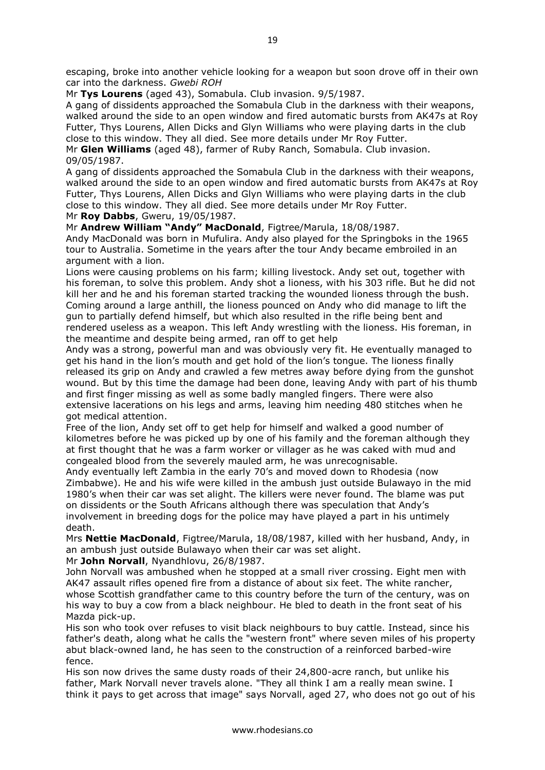escaping, broke into another vehicle looking for a weapon but soon drove off in their own car into the darkness. *Gwebi ROH*

Mr **Tys Lourens** (aged 43), Somabula. Club invasion. 9/5/1987.

A gang of dissidents approached the Somabula Club in the darkness with their weapons, walked around the side to an open window and fired automatic bursts from AK47s at Roy Futter, Thys Lourens, Allen Dicks and Glyn Williams who were playing darts in the club close to this window. They all died. See more details under Mr Roy Futter.

Mr **Glen Williams** (aged 48), farmer of Ruby Ranch, Somabula. Club invasion. 09/05/1987.

A gang of dissidents approached the Somabula Club in the darkness with their weapons, walked around the side to an open window and fired automatic bursts from AK47s at Roy Futter, Thys Lourens, Allen Dicks and Glyn Williams who were playing darts in the club close to this window. They all died. See more details under Mr Roy Futter.

Mr **Roy Dabbs**, Gweru, 19/05/1987.

Mr **Andrew William "Andy" MacDonald**, Figtree/Marula, 18/08/1987.

Andy MacDonald was born in Mufulira. Andy also played for the Springboks in the 1965 tour to Australia. Sometime in the years after the tour Andy became embroiled in an argument with a lion.

Lions were causing problems on his farm; killing livestock. Andy set out, together with his foreman, to solve this problem. Andy shot a lioness, with his 303 rifle. But he did not kill her and he and his foreman started tracking the wounded lioness through the bush. Coming around a large anthill, the lioness pounced on Andy who did manage to lift the gun to partially defend himself, but which also resulted in the rifle being bent and rendered useless as a weapon. This left Andy wrestling with the lioness. His foreman, in the meantime and despite being armed, ran off to get help

Andy was a strong, powerful man and was obviously very fit. He eventually managed to get his hand in the lion's mouth and get hold of the lion's tongue. The lioness finally released its grip on Andy and crawled a few metres away before dying from the gunshot wound. But by this time the damage had been done, leaving Andy with part of his thumb and first finger missing as well as some badly mangled fingers. There were also extensive lacerations on his legs and arms, leaving him needing 480 stitches when he got medical attention.

Free of the lion, Andy set off to get help for himself and walked a good number of kilometres before he was picked up by one of his family and the foreman although they at first thought that he was a farm worker or villager as he was caked with mud and congealed blood from the severely mauled arm, he was unrecognisable.

Andy eventually left Zambia in the early 70's and moved down to Rhodesia (now Zimbabwe). He and his wife were killed in the ambush just outside Bulawayo in the mid 1980's when their car was set alight. The killers were never found. The blame was put on dissidents or the South Africans although there was speculation that Andy's involvement in breeding dogs for the police may have played a part in his untimely death.

Mrs **Nettie MacDonald**, Figtree/Marula, 18/08/1987, killed with her husband, Andy, in an ambush just outside Bulawayo when their car was set alight.

Mr **John Norvall**, Nyandhlovu, 26/8/1987.

John Norvall was ambushed when he stopped at a small river crossing. Eight men with AK47 assault rifles opened fire from a distance of about six feet. The white rancher, whose Scottish grandfather came to this country before the turn of the century, was on his way to buy a cow from a black neighbour. He bled to death in the front seat of his Mazda pick-up.

His son who took over refuses to visit black neighbours to buy cattle. Instead, since his father's death, along what he calls the "western front" where seven miles of his property abut black-owned land, he has seen to the construction of a reinforced barbed-wire fence.

His son now drives the same dusty roads of their 24,800-acre ranch, but unlike his father, Mark Norvall never travels alone. "They all think I am a really mean swine. I think it pays to get across that image" says Norvall, aged 27, who does not go out of his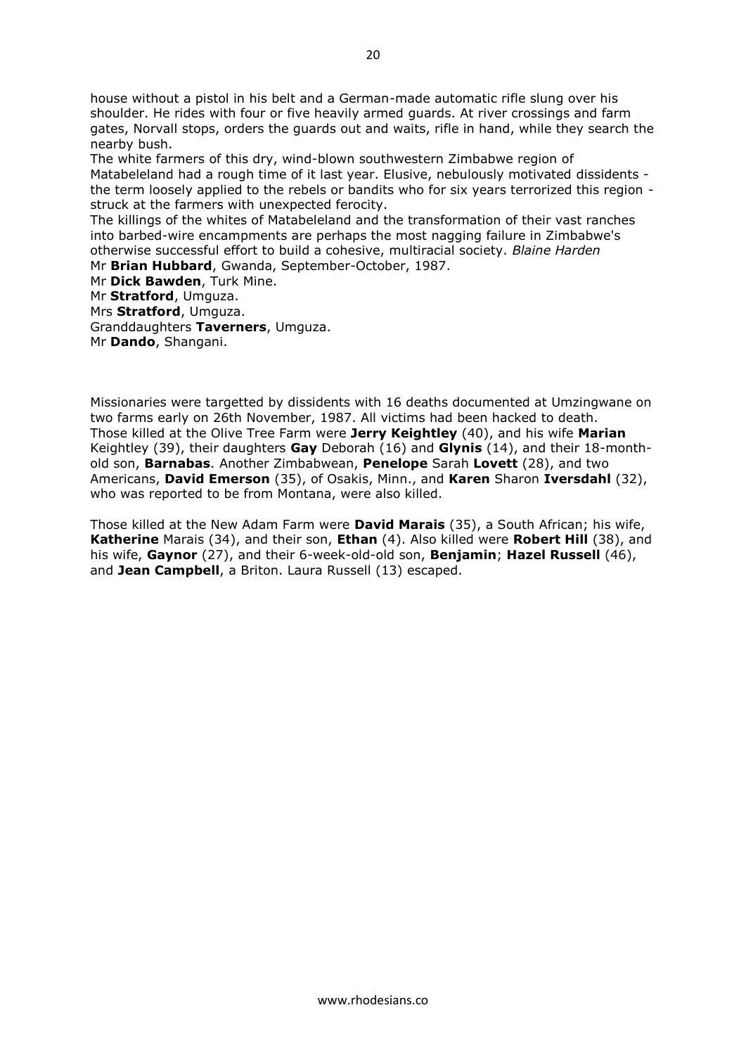house without a pistol in his belt and a German-made automatic rifle slung over his shoulder. He rides with four or five heavily armed guards. At river crossings and farm gates, Norvall stops, orders the guards out and waits, rifle in hand, while they search the nearby bush.

The white farmers of this dry, wind-blown southwestern Zimbabwe region of Matabeleland had a rough time of it last year. Elusive, nebulously motivated dissidents - the term loosely applied to the rebels or bandits who for six years terrorized this region - struck at the farmers with unexpected ferocity.

The killings of the whites of Matabeleland and the transformation of their vast ranches into barbed-wire encampments are perhaps the most nagging failure in Zimbabwe's otherwise successful effort to build a cohesive, multiracial society. *Blaine Harden*

Mr **Brian Hubbard**, Gwanda, September-October, 1987.
Mr **Dick Bawden**, Turk Mine.
Mr **Stratford**, Umguza.
Mrs **Stratford**, Umguza.
Granddaughters **Taverners**, Umguza.
Mr **Dando**, Shangani.

Missionaries were targetted by dissidents with 16 deaths documented at Umzingwane on two farms early on 26th November, 1987. All victims had been hacked to death.
Those killed at the Olive Tree Farm were **Jerry Keightley** (40), and his wife **Marian** Keightley (39), their daughters **Gay** Deborah (16) and **Glynis** (14), and their 18-month-old son, **Barnabas**. Another Zimbabwean, **Penelope** Sarah **Lovett** (28), and two Americans, **David Emerson** (35), of Osakis, Minn., and **Karen** Sharon **Iversdahl** (32), who was reported to be from Montana, were also killed.

Those killed at the New Adam Farm were **David Marais** (35), a South African; his wife, **Katherine** Marais (34), and their son, **Ethan** (4). Also killed were **Robert Hill** (38), and his wife, **Gaynor** (27), and their 6-week-old-old son, **Benjamin**; **Hazel Russell** (46), and **Jean Campbell**, a Briton. Laura Russell (13) escaped.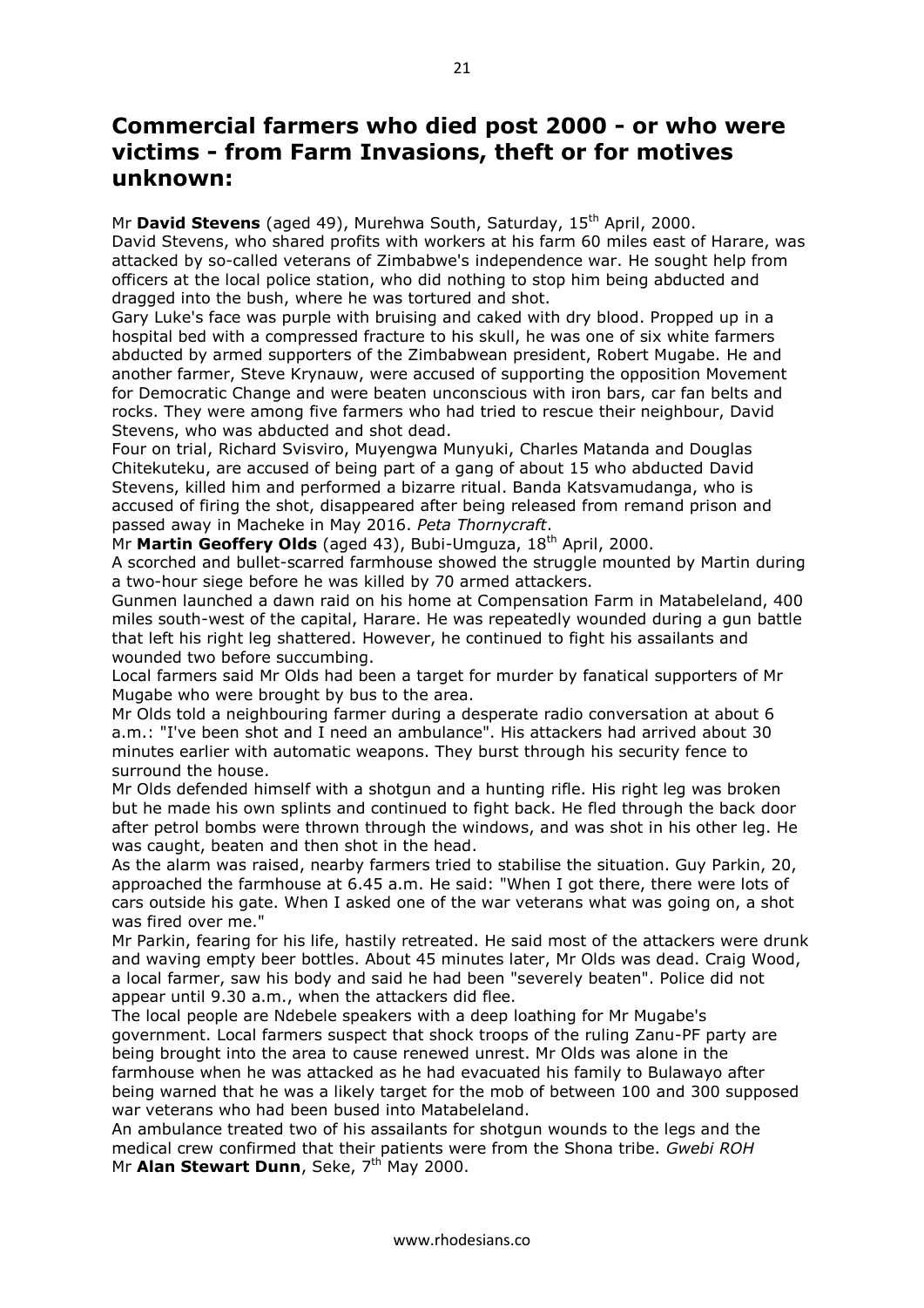# Commercial farmers who died post 2000 - or who were victims - from Farm Invasions, theft or for motives unknown:

Mr **David Stevens** (aged 49), Murehwa South, Saturday, 15th April, 2000.
David Stevens, who shared profits with workers at his farm 60 miles east of Harare, was attacked by so-called veterans of Zimbabwe's independence war. He sought help from officers at the local police station, who did nothing to stop him being abducted and dragged into the bush, where he was tortured and shot.
Gary Luke's face was purple with bruising and caked with dry blood. Propped up in a hospital bed with a compressed fracture to his skull, he was one of six white farmers abducted by armed supporters of the Zimbabwean president, Robert Mugabe. He and another farmer, Steve Krynauw, were accused of supporting the opposition Movement for Democratic Change and were beaten unconscious with iron bars, car fan belts and rocks. They were among five farmers who had tried to rescue their neighbour, David Stevens, who was abducted and shot dead.
Four on trial, Richard Svisviro, Muyengwa Munyuki, Charles Matanda and Douglas Chitekuteku, are accused of being part of a gang of about 15 who abducted David Stevens, killed him and performed a bizarre ritual. Banda Katsvamudanga, who is accused of firing the shot, disappeared after being released from remand prison and passed away in Macheke in May 2016. *Peta Thornycraft*.
Mr **Martin Geoffery Olds** (aged 43), Bubi-Umguza, 18th April, 2000.
A scorched and bullet-scarred farmhouse showed the struggle mounted by Martin during a two-hour siege before he was killed by 70 armed attackers.
Gunmen launched a dawn raid on his home at Compensation Farm in Matabeleland, 400 miles south-west of the capital, Harare. He was repeatedly wounded during a gun battle that left his right leg shattered. However, he continued to fight his assailants and wounded two before succumbing.
Local farmers said Mr Olds had been a target for murder by fanatical supporters of Mr Mugabe who were brought by bus to the area.
Mr Olds told a neighbouring farmer during a desperate radio conversation at about 6 a.m.: "I've been shot and I need an ambulance". His attackers had arrived about 30 minutes earlier with automatic weapons. They burst through his security fence to surround the house.
Mr Olds defended himself with a shotgun and a hunting rifle. His right leg was broken but he made his own splints and continued to fight back. He fled through the back door after petrol bombs were thrown through the windows, and was shot in his other leg. He was caught, beaten and then shot in the head.
As the alarm was raised, nearby farmers tried to stabilise the situation. Guy Parkin, 20, approached the farmhouse at 6.45 a.m. He said: "When I got there, there were lots of cars outside his gate. When I asked one of the war veterans what was going on, a shot was fired over me."
Mr Parkin, fearing for his life, hastily retreated. He said most of the attackers were drunk and waving empty beer bottles. About 45 minutes later, Mr Olds was dead. Craig Wood, a local farmer, saw his body and said he had been "severely beaten". Police did not appear until 9.30 a.m., when the attackers did flee.
The local people are Ndebele speakers with a deep loathing for Mr Mugabe's government. Local farmers suspect that shock troops of the ruling Zanu-PF party are being brought into the area to cause renewed unrest. Mr Olds was alone in the farmhouse when he was attacked as he had evacuated his family to Bulawayo after being warned that he was a likely target for the mob of between 100 and 300 supposed war veterans who had been bused into Matabeleland.
An ambulance treated two of his assailants for shotgun wounds to the legs and the medical crew confirmed that their patients were from the Shona tribe. *Gwebi ROH*
Mr **Alan Stewart Dunn**, Seke, 7th May 2000.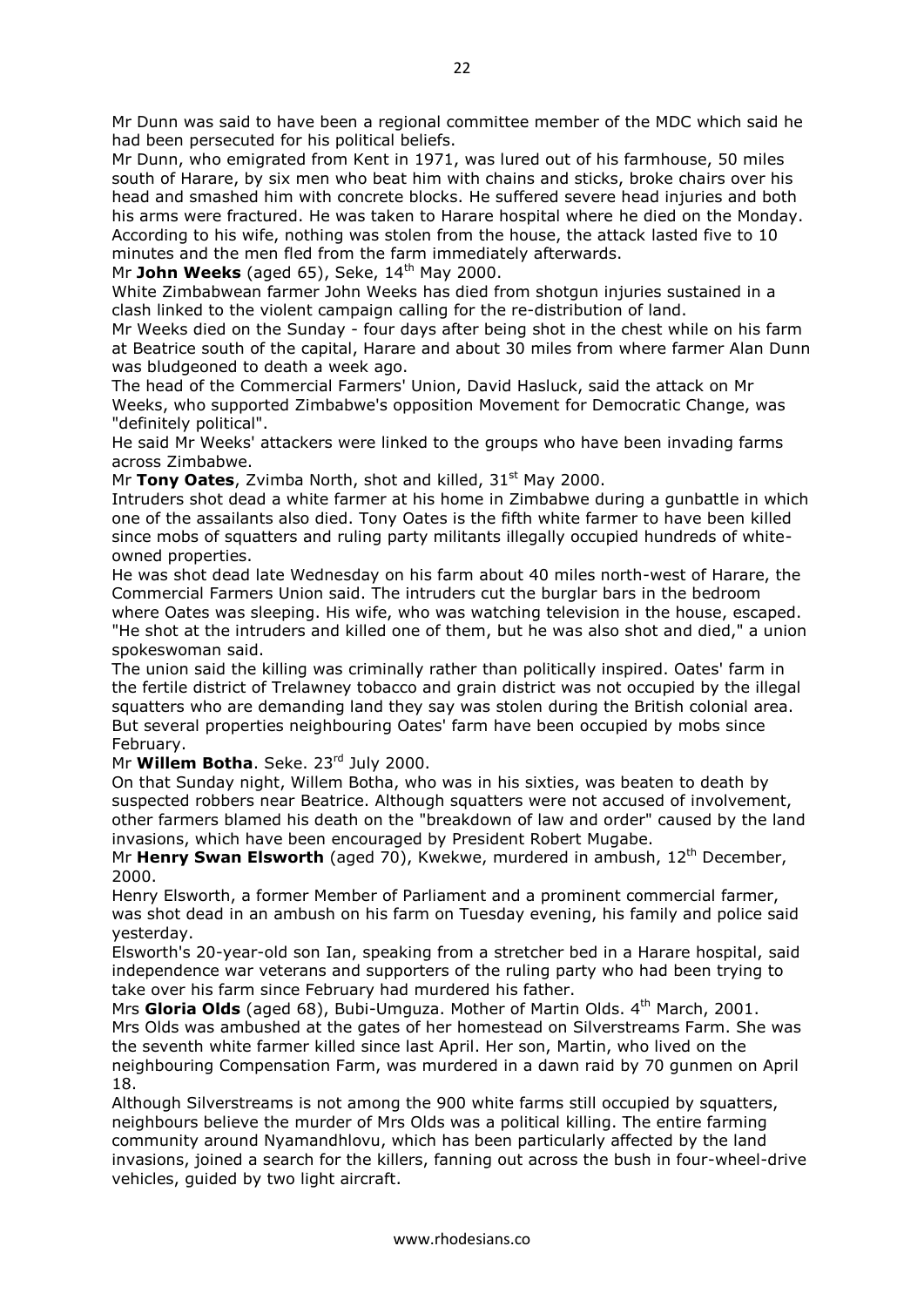Mr Dunn was said to have been a regional committee member of the MDC which said he had been persecuted for his political beliefs.

Mr Dunn, who emigrated from Kent in 1971, was lured out of his farmhouse, 50 miles south of Harare, by six men who beat him with chains and sticks, broke chairs over his head and smashed him with concrete blocks. He suffered severe head injuries and both his arms were fractured. He was taken to Harare hospital where he died on the Monday. According to his wife, nothing was stolen from the house, the attack lasted five to 10 minutes and the men fled from the farm immediately afterwards.

Mr **John Weeks** (aged 65), Seke, 14th May 2000.

White Zimbabwean farmer John Weeks has died from shotgun injuries sustained in a clash linked to the violent campaign calling for the re-distribution of land.

Mr Weeks died on the Sunday - four days after being shot in the chest while on his farm at Beatrice south of the capital, Harare and about 30 miles from where farmer Alan Dunn was bludgeoned to death a week ago.

The head of the Commercial Farmers' Union, David Hasluck, said the attack on Mr Weeks, who supported Zimbabwe's opposition Movement for Democratic Change, was "definitely political".

He said Mr Weeks' attackers were linked to the groups who have been invading farms across Zimbabwe.

Mr **Tony Oates**, Zvimba North, shot and killed, 31st May 2000.

Intruders shot dead a white farmer at his home in Zimbabwe during a gunbattle in which one of the assailants also died. Tony Oates is the fifth white farmer to have been killed since mobs of squatters and ruling party militants illegally occupied hundreds of white-owned properties.

He was shot dead late Wednesday on his farm about 40 miles north-west of Harare, the Commercial Farmers Union said. The intruders cut the burglar bars in the bedroom where Oates was sleeping. His wife, who was watching television in the house, escaped. "He shot at the intruders and killed one of them, but he was also shot and died," a union spokeswoman said.

The union said the killing was criminally rather than politically inspired. Oates' farm in the fertile district of Trelawney tobacco and grain district was not occupied by the illegal squatters who are demanding land they say was stolen during the British colonial area. But several properties neighbouring Oates' farm have been occupied by mobs since February.

Mr **Willem Botha**. Seke. 23rd July 2000.

On that Sunday night, Willem Botha, who was in his sixties, was beaten to death by suspected robbers near Beatrice. Although squatters were not accused of involvement, other farmers blamed his death on the "breakdown of law and order" caused by the land invasions, which have been encouraged by President Robert Mugabe.

Mr **Henry Swan Elsworth** (aged 70), Kwekwe, murdered in ambush, 12th December, 2000.

Henry Elsworth, a former Member of Parliament and a prominent commercial farmer, was shot dead in an ambush on his farm on Tuesday evening, his family and police said yesterday.

Elsworth's 20-year-old son Ian, speaking from a stretcher bed in a Harare hospital, said independence war veterans and supporters of the ruling party who had been trying to take over his farm since February had murdered his father.

Mrs **Gloria Olds** (aged 68), Bubi-Umguza. Mother of Martin Olds. 4th March, 2001.

Mrs Olds was ambushed at the gates of her homestead on Silverstreams Farm. She was the seventh white farmer killed since last April. Her son, Martin, who lived on the neighbouring Compensation Farm, was murdered in a dawn raid by 70 gunmen on April 18.

Although Silverstreams is not among the 900 white farms still occupied by squatters, neighbours believe the murder of Mrs Olds was a political killing. The entire farming community around Nyamandhlovu, which has been particularly affected by the land invasions, joined a search for the killers, fanning out across the bush in four-wheel-drive vehicles, guided by two light aircraft.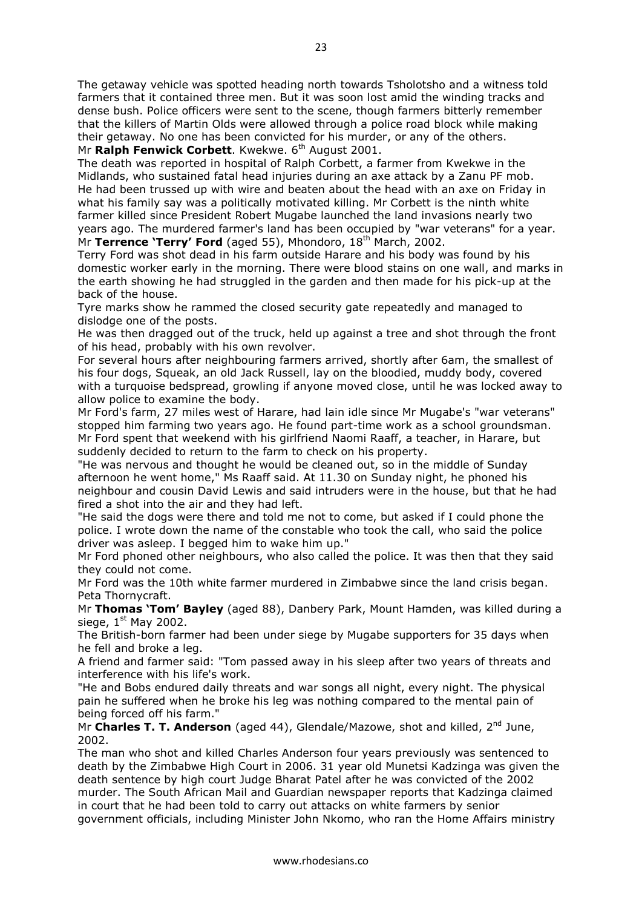The getaway vehicle was spotted heading north towards Tsholotsho and a witness told farmers that it contained three men. But it was soon lost amid the winding tracks and dense bush. Police officers were sent to the scene, though farmers bitterly remember that the killers of Martin Olds were allowed through a police road block while making their getaway. No one has been convicted for his murder, or any of the others.

Mr **Ralph Fenwick Corbett**. Kwekwe. 6th August 2001.

The death was reported in hospital of Ralph Corbett, a farmer from Kwekwe in the Midlands, who sustained fatal head injuries during an axe attack by a Zanu PF mob. He had been trussed up with wire and beaten about the head with an axe on Friday in what his family say was a politically motivated killing. Mr Corbett is the ninth white farmer killed since President Robert Mugabe launched the land invasions nearly two years ago. The murdered farmer's land has been occupied by "war veterans" for a year.

Mr **Terrence 'Terry' Ford** (aged 55), Mhondoro, 18th March, 2002.

Terry Ford was shot dead in his farm outside Harare and his body was found by his domestic worker early in the morning. There were blood stains on one wall, and marks in the earth showing he had struggled in the garden and then made for his pick-up at the back of the house.

Tyre marks show he rammed the closed security gate repeatedly and managed to dislodge one of the posts.

He was then dragged out of the truck, held up against a tree and shot through the front of his head, probably with his own revolver.

For several hours after neighbouring farmers arrived, shortly after 6am, the smallest of his four dogs, Squeak, an old Jack Russell, lay on the bloodied, muddy body, covered with a turquoise bedspread, growling if anyone moved close, until he was locked away to allow police to examine the body.

Mr Ford's farm, 27 miles west of Harare, had lain idle since Mr Mugabe's "war veterans" stopped him farming two years ago. He found part-time work as a school groundsman. Mr Ford spent that weekend with his girlfriend Naomi Raaff, a teacher, in Harare, but suddenly decided to return to the farm to check on his property.

"He was nervous and thought he would be cleaned out, so in the middle of Sunday afternoon he went home," Ms Raaff said. At 11.30 on Sunday night, he phoned his neighbour and cousin David Lewis and said intruders were in the house, but that he had fired a shot into the air and they had left.

"He said the dogs were there and told me not to come, but asked if I could phone the police. I wrote down the name of the constable who took the call, who said the police driver was asleep. I begged him to wake him up."

Mr Ford phoned other neighbours, who also called the police. It was then that they said they could not come.

Mr Ford was the 10th white farmer murdered in Zimbabwe since the land crisis began. Peta Thornycraft.

Mr **Thomas 'Tom' Bayley** (aged 88), Danbery Park, Mount Hamden, was killed during a siege, 1st May 2002.

The British-born farmer had been under siege by Mugabe supporters for 35 days when he fell and broke a leg.

A friend and farmer said: "Tom passed away in his sleep after two years of threats and interference with his life's work.

"He and Bobs endured daily threats and war songs all night, every night. The physical pain he suffered when he broke his leg was nothing compared to the mental pain of being forced off his farm."

Mr **Charles T. T. Anderson** (aged 44), Glendale/Mazowe, shot and killed, 2nd June, 2002.

The man who shot and killed Charles Anderson four years previously was sentenced to death by the Zimbabwe High Court in 2006. 31 year old Munetsi Kadzinga was given the death sentence by high court Judge Bharat Patel after he was convicted of the 2002 murder. The South African Mail and Guardian newspaper reports that Kadzinga claimed in court that he had been told to carry out attacks on white farmers by senior government officials, including Minister John Nkomo, who ran the Home Affairs ministry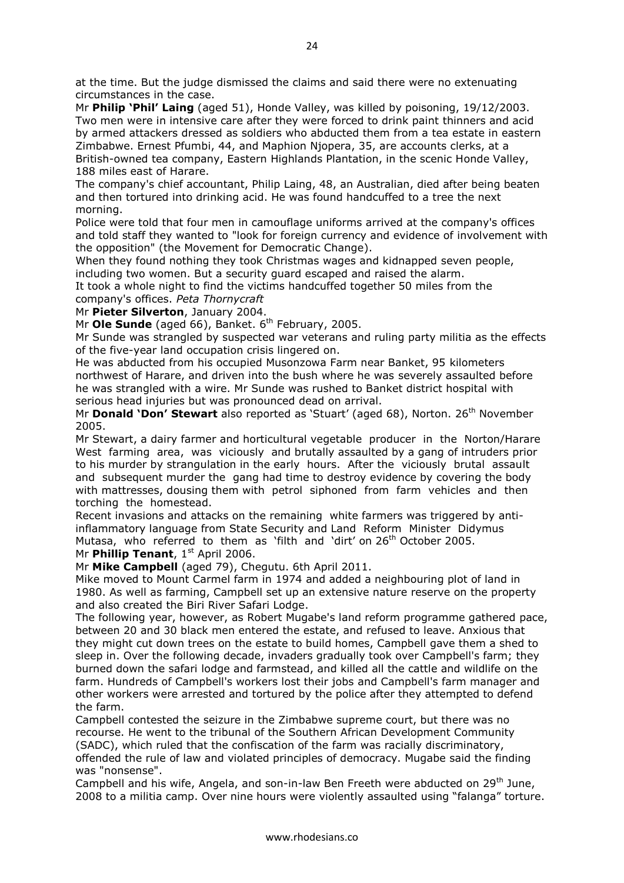at the time. But the judge dismissed the claims and said there were no extenuating circumstances in the case.

Mr **Philip 'Phil' Laing** (aged 51), Honde Valley, was killed by poisoning, 19/12/2003. Two men were in intensive care after they were forced to drink paint thinners and acid by armed attackers dressed as soldiers who abducted them from a tea estate in eastern Zimbabwe. Ernest Pfumbi, 44, and Maphion Njopera, 35, are accounts clerks, at a British-owned tea company, Eastern Highlands Plantation, in the scenic Honde Valley, 188 miles east of Harare.

The company's chief accountant, Philip Laing, 48, an Australian, died after being beaten and then tortured into drinking acid. He was found handcuffed to a tree the next morning.

Police were told that four men in camouflage uniforms arrived at the company's offices and told staff they wanted to "look for foreign currency and evidence of involvement with the opposition" (the Movement for Democratic Change).

When they found nothing they took Christmas wages and kidnapped seven people, including two women. But a security guard escaped and raised the alarm.

It took a whole night to find the victims handcuffed together 50 miles from the company's offices. *Peta Thornycraft*

Mr **Pieter Silverton**, January 2004.

Mr **Ole Sunde** (aged 66), Banket. 6th February, 2005.

Mr Sunde was strangled by suspected war veterans and ruling party militia as the effects of the five-year land occupation crisis lingered on.

He was abducted from his occupied Musonzowa Farm near Banket, 95 kilometers northwest of Harare, and driven into the bush where he was severely assaulted before he was strangled with a wire. Mr Sunde was rushed to Banket district hospital with serious head injuries but was pronounced dead on arrival.

Mr **Donald 'Don' Stewart** also reported as 'Stuart' (aged 68), Norton. 26th November 2005.

Mr Stewart, a dairy farmer and horticultural vegetable producer in the Norton/Harare West farming area, was viciously and brutally assaulted by a gang of intruders prior to his murder by strangulation in the early hours. After the viciously brutal assault and subsequent murder the gang had time to destroy evidence by covering the body with mattresses, dousing them with petrol siphoned from farm vehicles and then torching the homestead.

Recent invasions and attacks on the remaining white farmers was triggered by anti-inflammatory language from State Security and Land Reform Minister Didymus Mutasa, who referred to them as 'filth and 'dirt' on 26th October 2005.

Mr **Phillip Tenant**, 1st April 2006.

Mr **Mike Campbell** (aged 79), Chegutu. 6th April 2011.

Mike moved to Mount Carmel farm in 1974 and added a neighbouring plot of land in 1980. As well as farming, Campbell set up an extensive nature reserve on the property and also created the Biri River Safari Lodge.

The following year, however, as Robert Mugabe's land reform programme gathered pace, between 20 and 30 black men entered the estate, and refused to leave. Anxious that they might cut down trees on the estate to build homes, Campbell gave them a shed to sleep in. Over the following decade, invaders gradually took over Campbell's farm; they burned down the safari lodge and farmstead, and killed all the cattle and wildlife on the farm. Hundreds of Campbell's workers lost their jobs and Campbell's farm manager and other workers were arrested and tortured by the police after they attempted to defend the farm.

Campbell contested the seizure in the Zimbabwe supreme court, but there was no recourse. He went to the tribunal of the Southern African Development Community (SADC), which ruled that the confiscation of the farm was racially discriminatory, offended the rule of law and violated principles of democracy. Mugabe said the finding was "nonsense".

Campbell and his wife, Angela, and son-in-law Ben Freeth were abducted on 29th June, 2008 to a militia camp. Over nine hours were violently assaulted using "falanga" torture.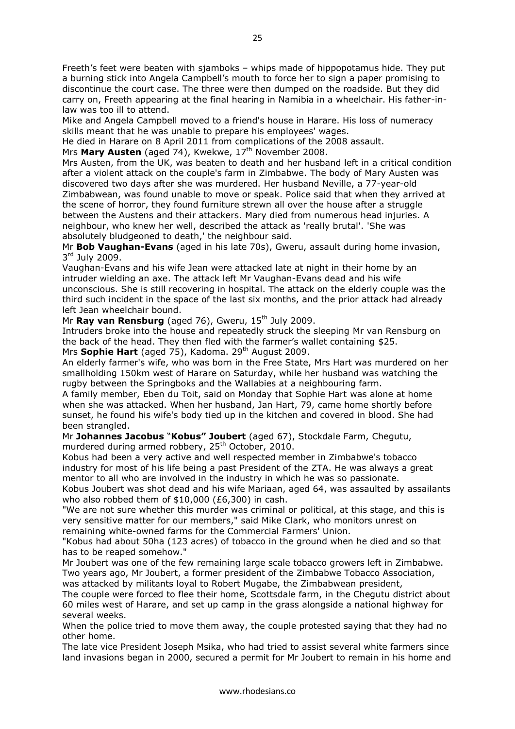Freeth's feet were beaten with sjamboks – whips made of hippopotamus hide. They put a burning stick into Angela Campbell's mouth to force her to sign a paper promising to discontinue the court case. The three were then dumped on the roadside. But they did carry on, Freeth appearing at the final hearing in Namibia in a wheelchair. His father-in-law was too ill to attend.

Mike and Angela Campbell moved to a friend's house in Harare. His loss of numeracy skills meant that he was unable to prepare his employees' wages.

He died in Harare on 8 April 2011 from complications of the 2008 assault.

Mrs **Mary Austen** (aged 74), Kwekwe, 17th November 2008.

Mrs Austen, from the UK, was beaten to death and her husband left in a critical condition after a violent attack on the couple's farm in Zimbabwe. The body of Mary Austen was discovered two days after she was murdered. Her husband Neville, a 77-year-old Zimbabwean, was found unable to move or speak. Police said that when they arrived at the scene of horror, they found furniture strewn all over the house after a struggle between the Austens and their attackers. Mary died from numerous head injuries. A neighbour, who knew her well, described the attack as 'really brutal'. 'She was absolutely bludgeoned to death,' the neighbour said.

Mr **Bob Vaughan-Evans** (aged in his late 70s), Gweru, assault during home invasion, 3rd July 2009.

Vaughan-Evans and his wife Jean were attacked late at night in their home by an intruder wielding an axe. The attack left Mr Vaughan-Evans dead and his wife unconscious. She is still recovering in hospital. The attack on the elderly couple was the third such incident in the space of the last six months, and the prior attack had already left Jean wheelchair bound.

Mr **Ray van Rensburg** (aged 76), Gweru, 15th July 2009.

Intruders broke into the house and repeatedly struck the sleeping Mr van Rensburg on the back of the head. They then fled with the farmer's wallet containing $25.

Mrs **Sophie Hart** (aged 75), Kadoma. 29th August 2009.

An elderly farmer's wife, who was born in the Free State, Mrs Hart was murdered on her smallholding 150km west of Harare on Saturday, while her husband was watching the rugby between the Springboks and the Wallabies at a neighbouring farm.

A family member, Eben du Toit, said on Monday that Sophie Hart was alone at home when she was attacked. When her husband, Jan Hart, 79, came home shortly before sunset, he found his wife's body tied up in the kitchen and covered in blood. She had been strangled.

Mr **Johannes Jacobus "Kobus" Joubert** (aged 67), Stockdale Farm, Chegutu, murdered during armed robbery, 25th October, 2010.

Kobus had been a very active and well respected member in Zimbabwe's tobacco industry for most of his life being a past President of the ZTA. He was always a great mentor to all who are involved in the industry in which he was so passionate.

Kobus Joubert was shot dead and his wife Mariaan, aged 64, was assaulted by assailants who also robbed them of $10,000 (£6,300) in cash.

"We are not sure whether this murder was criminal or political, at this stage, and this is very sensitive matter for our members," said Mike Clark, who monitors unrest on remaining white-owned farms for the Commercial Farmers' Union.

"Kobus had about 50ha (123 acres) of tobacco in the ground when he died and so that has to be reaped somehow."

Mr Joubert was one of the few remaining large scale tobacco growers left in Zimbabwe. Two years ago, Mr Joubert, a former president of the Zimbabwe Tobacco Association, was attacked by militants loyal to Robert Mugabe, the Zimbabwean president,

The couple were forced to flee their home, Scottsdale farm, in the Chegutu district about 60 miles west of Harare, and set up camp in the grass alongside a national highway for several weeks.

When the police tried to move them away, the couple protested saying that they had no other home.

The late vice President Joseph Msika, who had tried to assist several white farmers since land invasions began in 2000, secured a permit for Mr Joubert to remain in his home and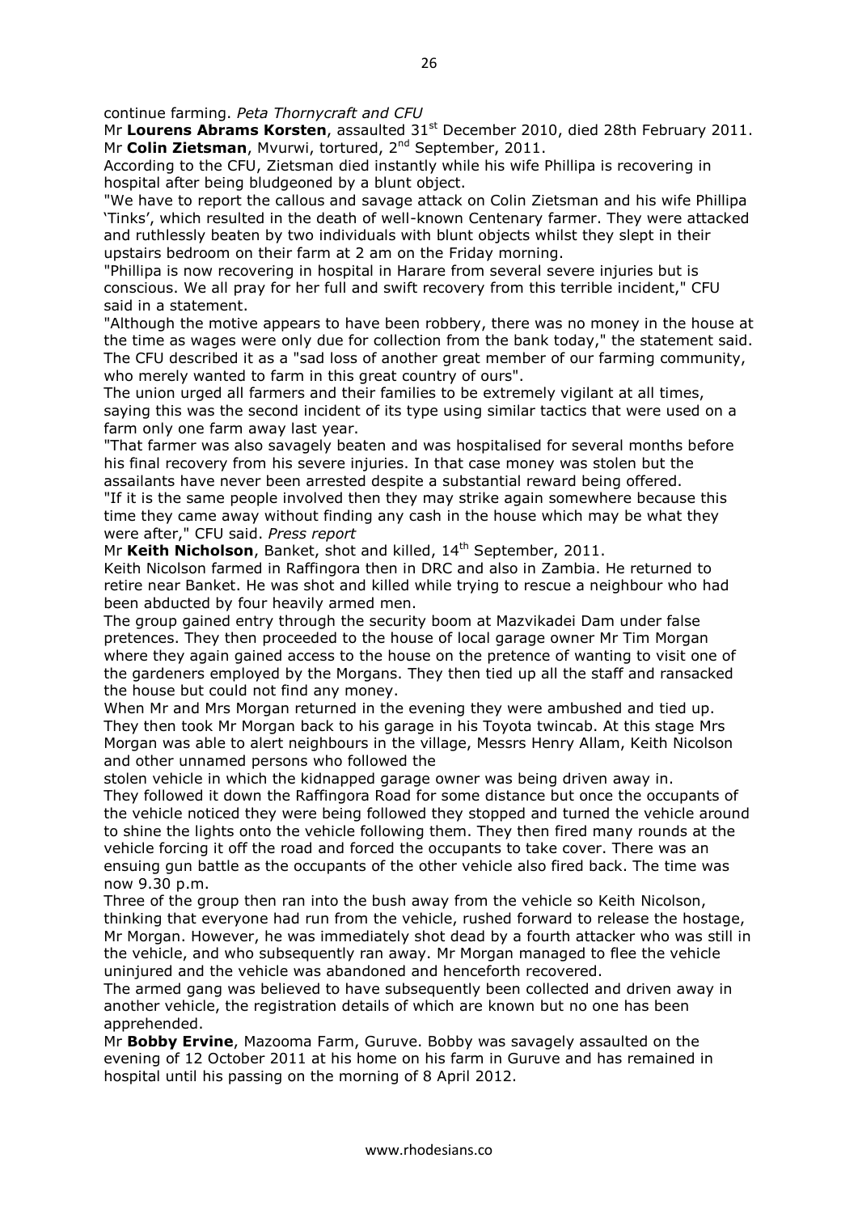continue farming. *Peta Thornycraft and CFU*

Mr **Lourens Abrams Korsten**, assaulted 31st December 2010, died 28th February 2011.

Mr **Colin Zietsman**, Mvurwi, tortured, 2nd September, 2011.

According to the CFU, Zietsman died instantly while his wife Phillipa is recovering in hospital after being bludgeoned by a blunt object.

"We have to report the callous and savage attack on Colin Zietsman and his wife Phillipa 'Tinks', which resulted in the death of well-known Centenary farmer. They were attacked and ruthlessly beaten by two individuals with blunt objects whilst they slept in their upstairs bedroom on their farm at 2 am on the Friday morning.

"Phillipa is now recovering in hospital in Harare from several severe injuries but is conscious. We all pray for her full and swift recovery from this terrible incident," CFU said in a statement.

"Although the motive appears to have been robbery, there was no money in the house at the time as wages were only due for collection from the bank today," the statement said. The CFU described it as a "sad loss of another great member of our farming community, who merely wanted to farm in this great country of ours".

The union urged all farmers and their families to be extremely vigilant at all times, saying this was the second incident of its type using similar tactics that were used on a farm only one farm away last year.

"That farmer was also savagely beaten and was hospitalised for several months before his final recovery from his severe injuries. In that case money was stolen but the assailants have never been arrested despite a substantial reward being offered.

"If it is the same people involved then they may strike again somewhere because this time they came away without finding any cash in the house which may be what they were after," CFU said. *Press report*

Mr **Keith Nicholson**, Banket, shot and killed, 14th September, 2011.

Keith Nicolson farmed in Raffingora then in DRC and also in Zambia. He returned to retire near Banket. He was shot and killed while trying to rescue a neighbour who had been abducted by four heavily armed men.

The group gained entry through the security boom at Mazvikadei Dam under false pretences. They then proceeded to the house of local garage owner Mr Tim Morgan where they again gained access to the house on the pretence of wanting to visit one of the gardeners employed by the Morgans. They then tied up all the staff and ransacked the house but could not find any money.

When Mr and Mrs Morgan returned in the evening they were ambushed and tied up. They then took Mr Morgan back to his garage in his Toyota twincab. At this stage Mrs Morgan was able to alert neighbours in the village, Messrs Henry Allam, Keith Nicolson and other unnamed persons who followed the stolen vehicle in which the kidnapped garage owner was being driven away in.

They followed it down the Raffingora Road for some distance but once the occupants of the vehicle noticed they were being followed they stopped and turned the vehicle around to shine the lights onto the vehicle following them. They then fired many rounds at the vehicle forcing it off the road and forced the occupants to take cover. There was an ensuing gun battle as the occupants of the other vehicle also fired back. The time was now 9.30 p.m.

Three of the group then ran into the bush away from the vehicle so Keith Nicolson, thinking that everyone had run from the vehicle, rushed forward to release the hostage, Mr Morgan. However, he was immediately shot dead by a fourth attacker who was still in the vehicle, and who subsequently ran away. Mr Morgan managed to flee the vehicle uninjured and the vehicle was abandoned and henceforth recovered.

The armed gang was believed to have subsequently been collected and driven away in another vehicle, the registration details of which are known but no one has been apprehended.

Mr **Bobby Ervine**, Mazooma Farm, Guruve. Bobby was savagely assaulted on the evening of 12 October 2011 at his home on his farm in Guruve and has remained in hospital until his passing on the morning of 8 April 2012.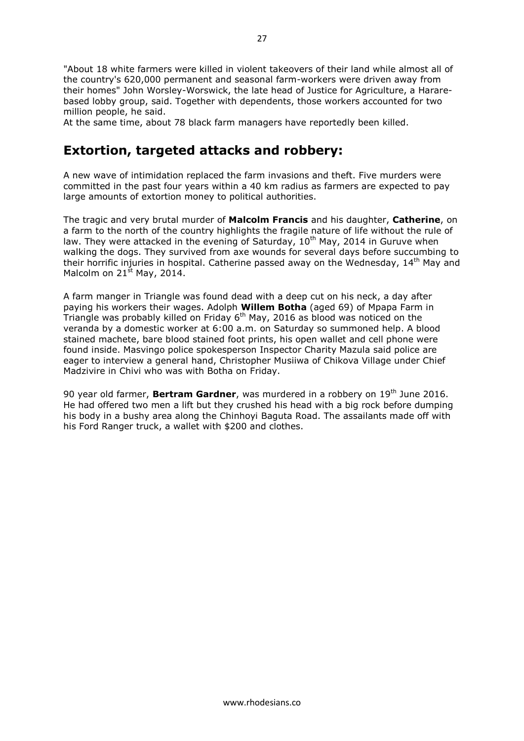"About 18 white farmers were killed in violent takeovers of their land while almost all of the country's 620,000 permanent and seasonal farm-workers were driven away from their homes" John Worsley-Worswick, the late head of Justice for Agriculture, a Harare-based lobby group, said. Together with dependents, those workers accounted for two million people, he said.
At the same time, about 78 black farm managers have reportedly been killed.

## Extortion, targeted attacks and robbery:

A new wave of intimidation replaced the farm invasions and theft. Five murders were committed in the past four years within a 40 km radius as farmers are expected to pay large amounts of extortion money to political authorities.

The tragic and very brutal murder of **Malcolm Francis** and his daughter, **Catherine**, on a farm to the north of the country highlights the fragile nature of life without the rule of law. They were attacked in the evening of Saturday, 10th May, 2014 in Guruve when walking the dogs. They survived from axe wounds for several days before succumbing to their horrific injuries in hospital. Catherine passed away on the Wednesday, 14th May and Malcolm on 21st May, 2014.

A farm manger in Triangle was found dead with a deep cut on his neck, a day after paying his workers their wages. Adolph **Willem Botha** (aged 69) of Mpapa Farm in Triangle was probably killed on Friday 6th May, 2016 as blood was noticed on the veranda by a domestic worker at 6:00 a.m. on Saturday so summoned help. A blood stained machete, bare blood stained foot prints, his open wallet and cell phone were found inside. Masvingo police spokesperson Inspector Charity Mazula said police are eager to interview a general hand, Christopher Musiiwa of Chikova Village under Chief Madzivire in Chivi who was with Botha on Friday.

90 year old farmer, **Bertram Gardner**, was murdered in a robbery on 19th June 2016. He had offered two men a lift but they crushed his head with a big rock before dumping his body in a bushy area along the Chinhoyi Baguta Road. The assailants made off with his Ford Ranger truck, a wallet with $200 and clothes.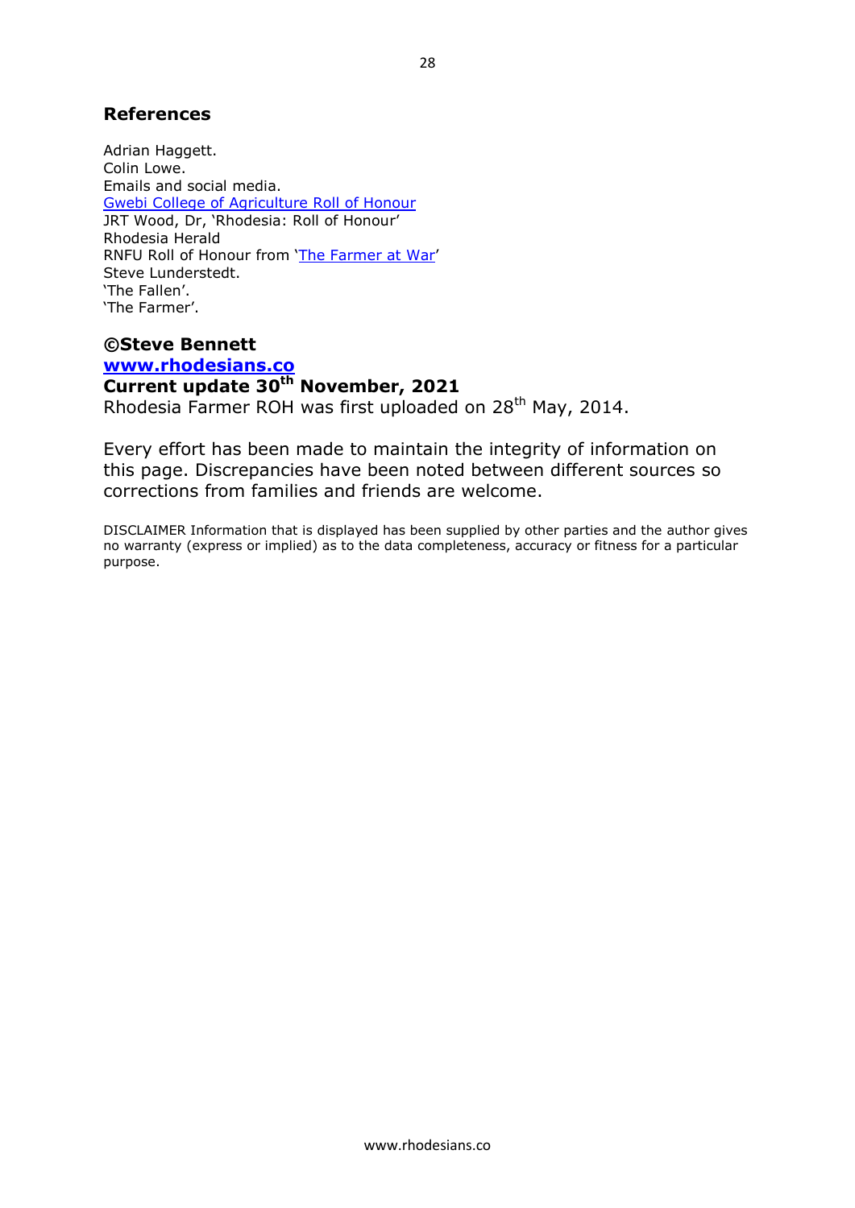## References

Adrian Haggett.
Colin Lowe.
Emails and social media.
Gwebi College of Agriculture Roll of Honour
JRT Wood, Dr, 'Rhodesia: Roll of Honour'
Rhodesia Herald
RNFU Roll of Honour from 'The Farmer at War'
Steve Lunderstedt.
'The Fallen'.
'The Farmer'.

**©Steve Bennett**
**www.rhodesians.co**
**Current update 30th November, 2021**
Rhodesia Farmer ROH was first uploaded on 28th May, 2014.

Every effort has been made to maintain the integrity of information on this page. Discrepancies have been noted between different sources so corrections from families and friends are welcome.

DISCLAIMER Information that is displayed has been supplied by other parties and the author gives no warranty (express or implied) as to the data completeness, accuracy or fitness for a particular purpose.